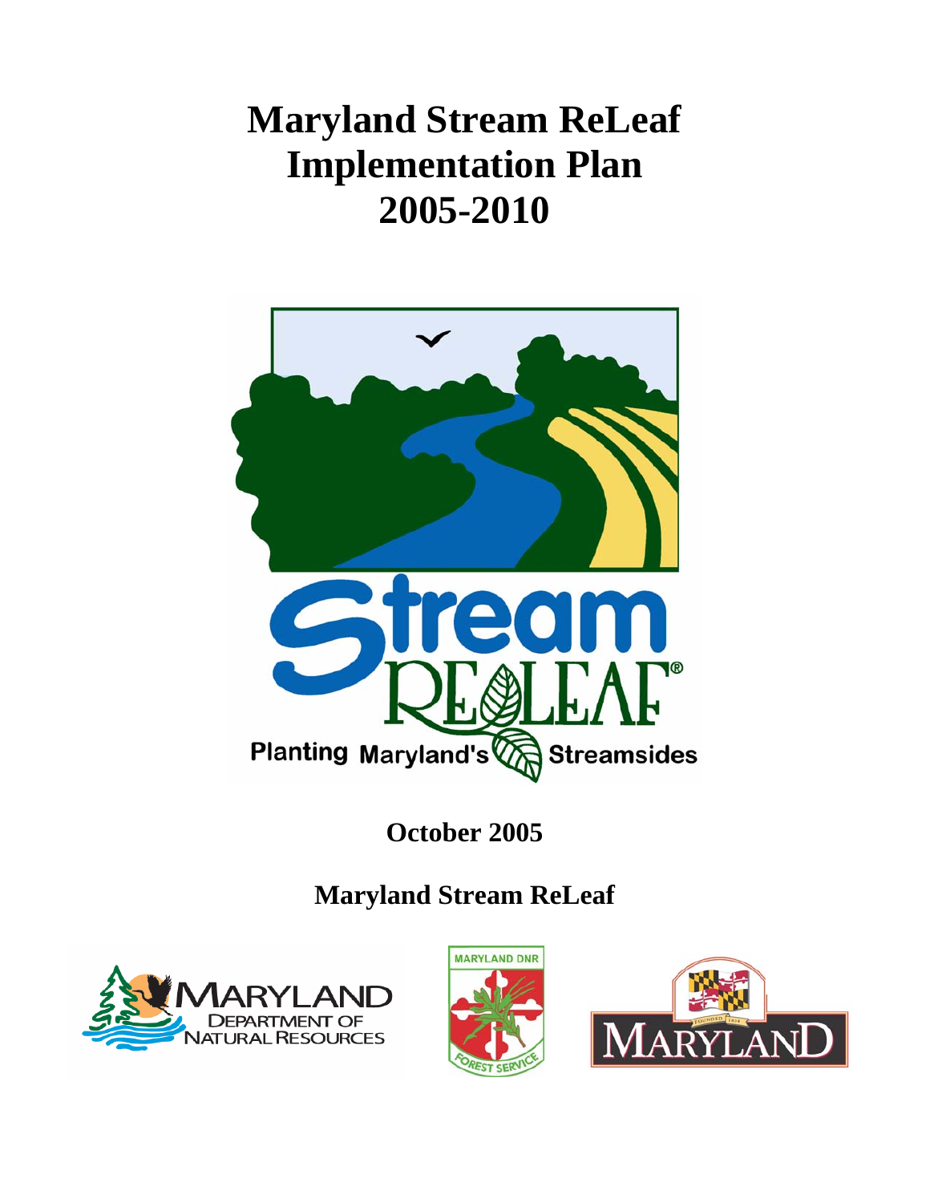# Maryland Stream ReLeaf Implementation Plan 2005-2010

**October 2005**

**Maryland Stream ReLeaf**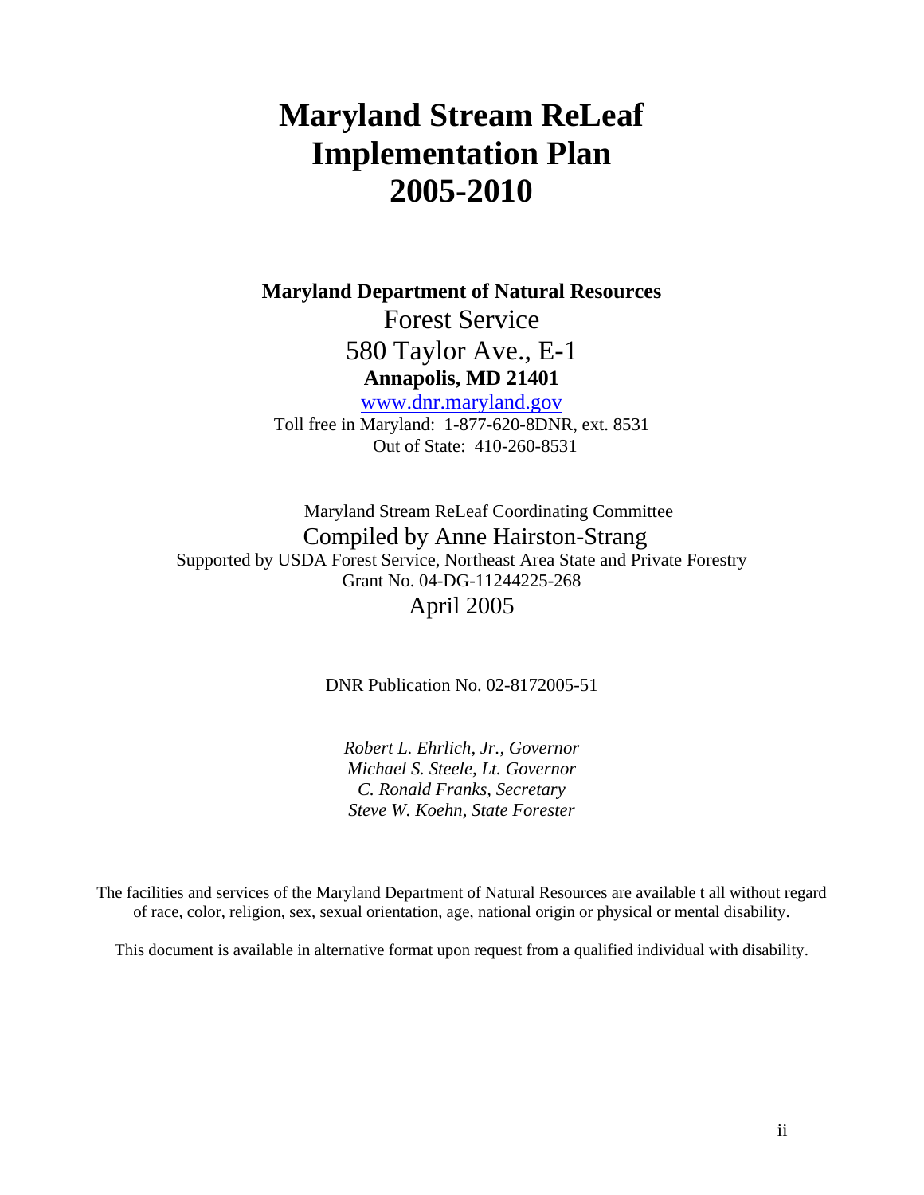# Maryland Stream ReLeaf Implementation Plan 2005-2010

**Maryland Department of Natural Resources**

Forest Service

580 Taylor Ave., E-1

**Annapolis, MD 21401**

www.dnr.maryland.gov

Toll free in Maryland: 1-877-620-8DNR, ext. 8531

Out of State: 410-260-8531

Maryland Stream ReLeaf Coordinating Committee

Compiled by Anne Hairston-Strang

Supported by USDA Forest Service, Northeast Area State and Private Forestry

Grant No. 04-DG-11244225-268

April 2005

DNR Publication No. 02-8172005-51

*Robert L. Ehrlich, Jr., Governor*
*Michael S. Steele, Lt. Governor*
*C. Ronald Franks, Secretary*
*Steve W. Koehn, State Forester*

The facilities and services of the Maryland Department of Natural Resources are available t all without regard of race, color, religion, sex, sexual orientation, age, national origin or physical or mental disability.

This document is available in alternative format upon request from a qualified individual with disability.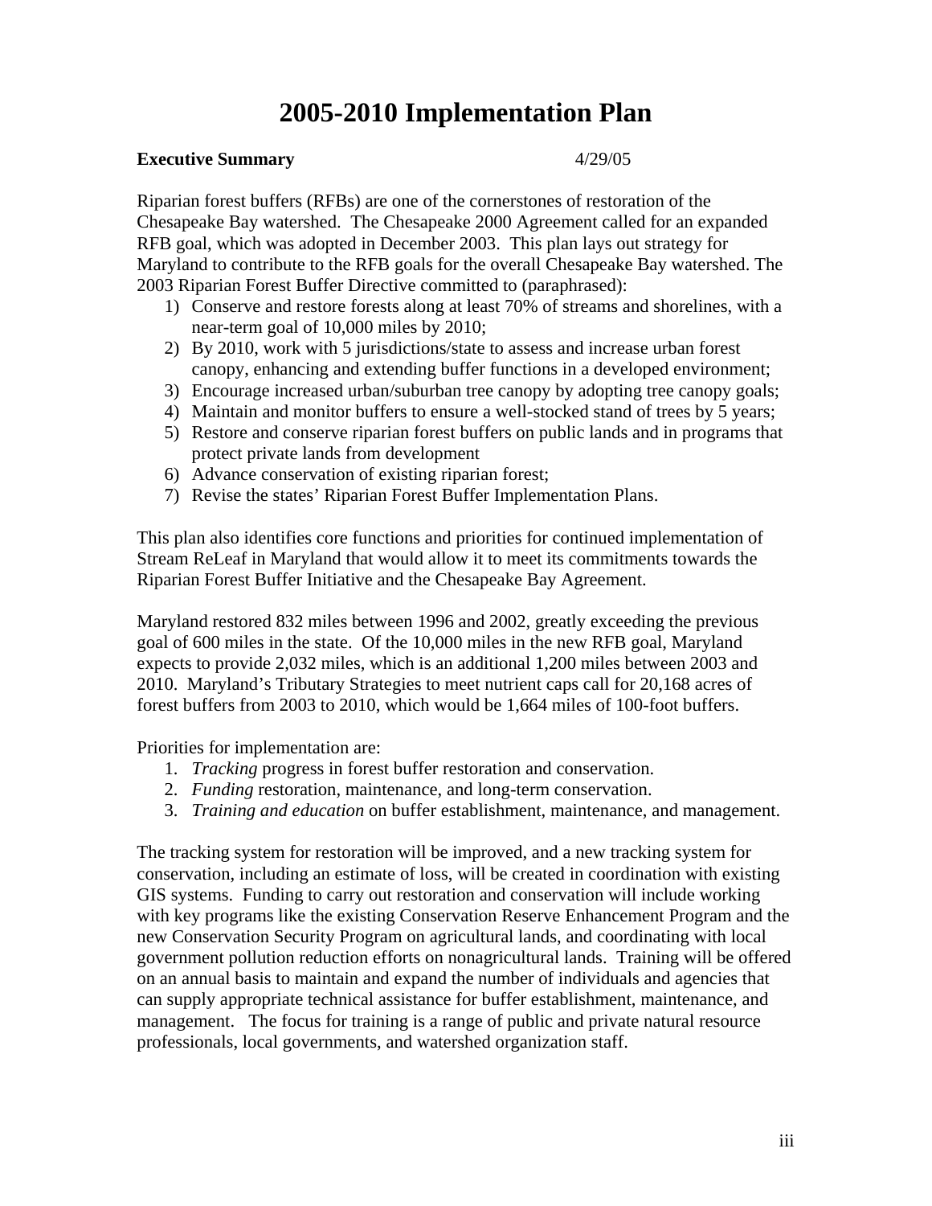# 2005-2010 Implementation Plan

**Executive Summary** 4/29/05

Riparian forest buffers (RFBs) are one of the cornerstones of restoration of the Chesapeake Bay watershed. The Chesapeake 2000 Agreement called for an expanded RFB goal, which was adopted in December 2003. This plan lays out strategy for Maryland to contribute to the RFB goals for the overall Chesapeake Bay watershed. The 2003 Riparian Forest Buffer Directive committed to (paraphrased):

1) Conserve and restore forests along at least 70% of streams and shorelines, with a near-term goal of 10,000 miles by 2010;
2) By 2010, work with 5 jurisdictions/state to assess and increase urban forest canopy, enhancing and extending buffer functions in a developed environment;
3) Encourage increased urban/suburban tree canopy by adopting tree canopy goals;
4) Maintain and monitor buffers to ensure a well-stocked stand of trees by 5 years;
5) Restore and conserve riparian forest buffers on public lands and in programs that protect private lands from development
6) Advance conservation of existing riparian forest;
7) Revise the states' Riparian Forest Buffer Implementation Plans.

This plan also identifies core functions and priorities for continued implementation of Stream ReLeaf in Maryland that would allow it to meet its commitments towards the Riparian Forest Buffer Initiative and the Chesapeake Bay Agreement.

Maryland restored 832 miles between 1996 and 2002, greatly exceeding the previous goal of 600 miles in the state. Of the 10,000 miles in the new RFB goal, Maryland expects to provide 2,032 miles, which is an additional 1,200 miles between 2003 and 2010. Maryland's Tributary Strategies to meet nutrient caps call for 20,168 acres of forest buffers from 2003 to 2010, which would be 1,664 miles of 100-foot buffers.

Priorities for implementation are:

1. *Tracking* progress in forest buffer restoration and conservation.
2. *Funding* restoration, maintenance, and long-term conservation.
3. *Training and education* on buffer establishment, maintenance, and management.

The tracking system for restoration will be improved, and a new tracking system for conservation, including an estimate of loss, will be created in coordination with existing GIS systems. Funding to carry out restoration and conservation will include working with key programs like the existing Conservation Reserve Enhancement Program and the new Conservation Security Program on agricultural lands, and coordinating with local government pollution reduction efforts on nonagricultural lands. Training will be offered on an annual basis to maintain and expand the number of individuals and agencies that can supply appropriate technical assistance for buffer establishment, maintenance, and management. The focus for training is a range of public and private natural resource professionals, local governments, and watershed organization staff.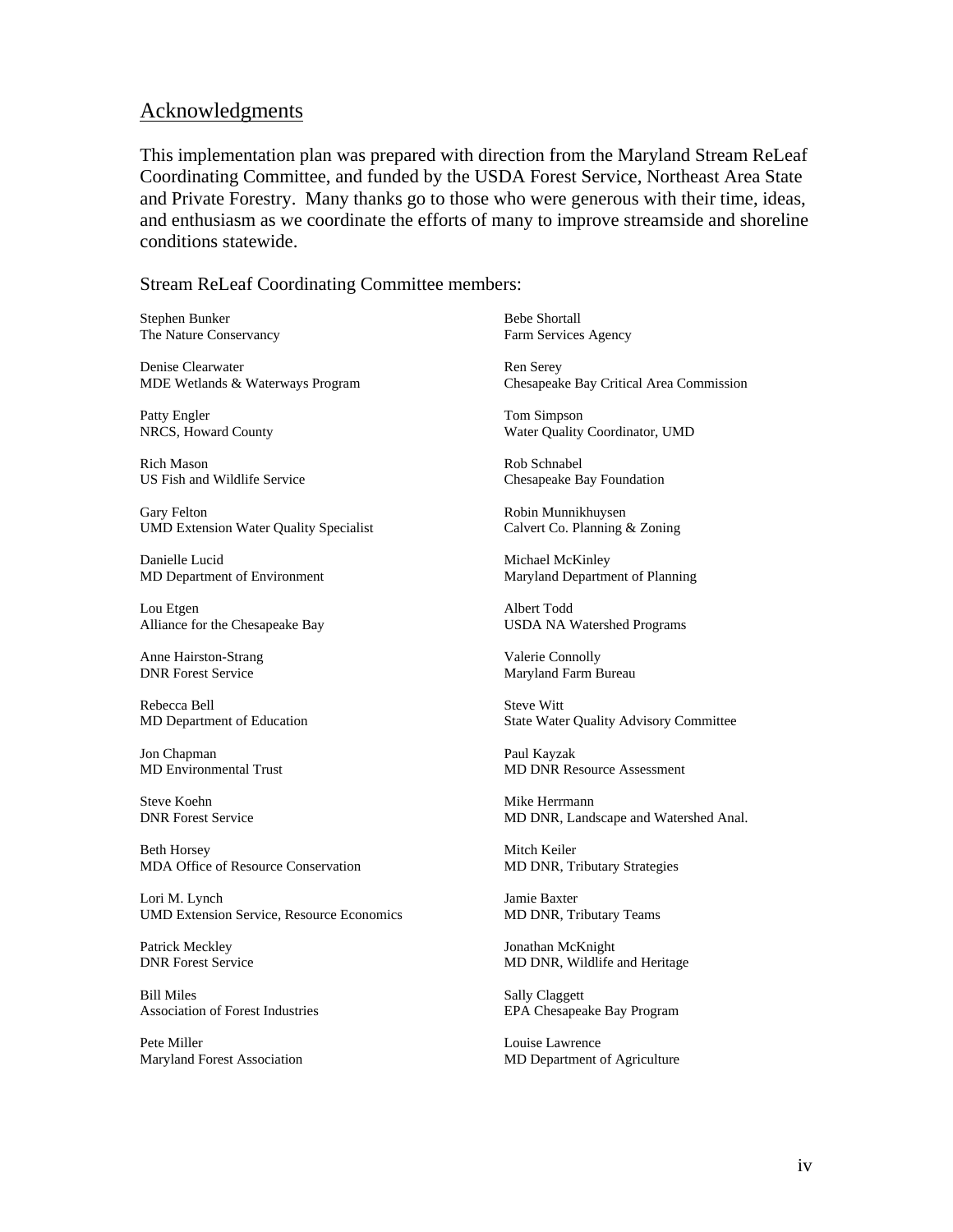## Acknowledgments

This implementation plan was prepared with direction from the Maryland Stream ReLeaf Coordinating Committee, and funded by the USDA Forest Service, Northeast Area State and Private Forestry. Many thanks go to those who were generous with their time, ideas, and enthusiasm as we coordinate the efforts of many to improve streamside and shoreline conditions statewide.

Stream ReLeaf Coordinating Committee members:

Stephen Bunker
The Nature Conservancy

Denise Clearwater
MDE Wetlands & Waterways Program

Patty Engler
NRCS, Howard County

Rich Mason
US Fish and Wildlife Service

Gary Felton
UMD Extension Water Quality Specialist

Danielle Lucid
MD Department of Environment

Lou Etgen
Alliance for the Chesapeake Bay

Anne Hairston-Strang
DNR Forest Service

Rebecca Bell
MD Department of Education

Jon Chapman
MD Environmental Trust

Steve Koehn
DNR Forest Service

Beth Horsey
MDA Office of Resource Conservation

Lori M. Lynch
UMD Extension Service, Resource Economics

Patrick Meckley
DNR Forest Service

Bill Miles
Association of Forest Industries

Pete Miller
Maryland Forest Association

Bebe Shortall
Farm Services Agency

Ren Serey
Chesapeake Bay Critical Area Commission

Tom Simpson
Water Quality Coordinator, UMD

Rob Schnabel
Chesapeake Bay Foundation

Robin Munnikhuysen
Calvert Co. Planning & Zoning

Michael McKinley
Maryland Department of Planning

Albert Todd
USDA NA Watershed Programs

Valerie Connolly
Maryland Farm Bureau

Steve Witt
State Water Quality Advisory Committee

Paul Kayzak
MD DNR Resource Assessment

Mike Herrmann
MD DNR, Landscape and Watershed Anal.

Mitch Keiler
MD DNR, Tributary Strategies

Jamie Baxter
MD DNR, Tributary Teams

Jonathan McKnight
MD DNR, Wildlife and Heritage

Sally Claggett
EPA Chesapeake Bay Program

Louise Lawrence
MD Department of Agriculture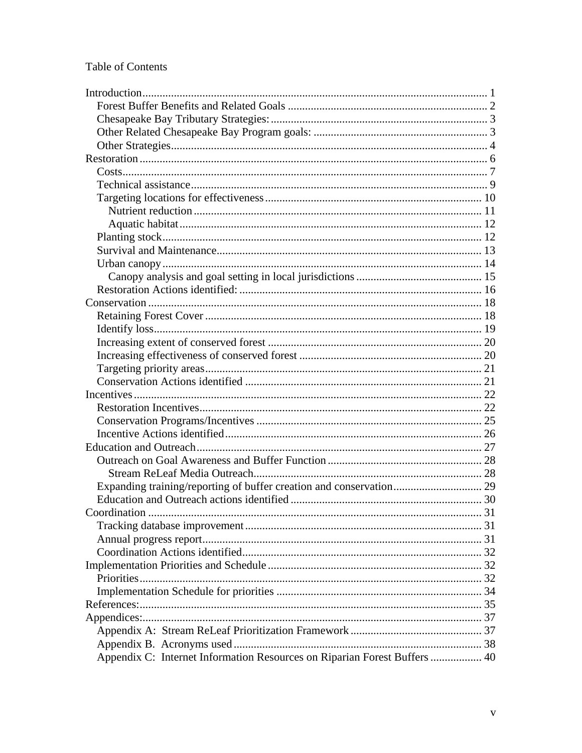Table of Contents

- Introduction ... 1
  - Forest Buffer Benefits and Related Goals ... 2
  - Chesapeake Bay Tributary Strategies: ... 3
  - Other Related Chesapeake Bay Program goals: ... 3
  - Other Strategies ... 4
- Restoration ... 6
  - Costs ... 7
  - Technical assistance ... 9
  - Targeting locations for effectiveness ... 10
    - Nutrient reduction ... 11
    - Aquatic habitat ... 12
  - Planting stock ... 12
  - Survival and Maintenance ... 13
  - Urban canopy ... 14
    - Canopy analysis and goal setting in local jurisdictions ... 15
  - Restoration Actions identified: ... 16
- Conservation ... 18
  - Retaining Forest Cover ... 18
  - Identify loss ... 19
  - Increasing extent of conserved forest ... 20
  - Increasing effectiveness of conserved forest ... 20
  - Targeting priority areas ... 21
  - Conservation Actions identified ... 21
- Incentives ... 22
  - Restoration Incentives ... 22
  - Conservation Programs/Incentives ... 25
  - Incentive Actions identified ... 26
- Education and Outreach ... 27
  - Outreach on Goal Awareness and Buffer Function ... 28
    - Stream ReLeaf Media Outreach ... 28
  - Expanding training/reporting of buffer creation and conservation ... 29
  - Education and Outreach actions identified ... 30
- Coordination ... 31
  - Tracking database improvement ... 31
  - Annual progress report ... 31
  - Coordination Actions identified ... 32
- Implementation Priorities and Schedule ... 32
  - Priorities ... 32
  - Implementation Schedule for priorities ... 34
- References: ... 35
- Appendices: ... 37
  - Appendix A: Stream ReLeaf Prioritization Framework ... 37
  - Appendix B. Acronyms used ... 38
  - Appendix C: Internet Information Resources on Riparian Forest Buffers ... 40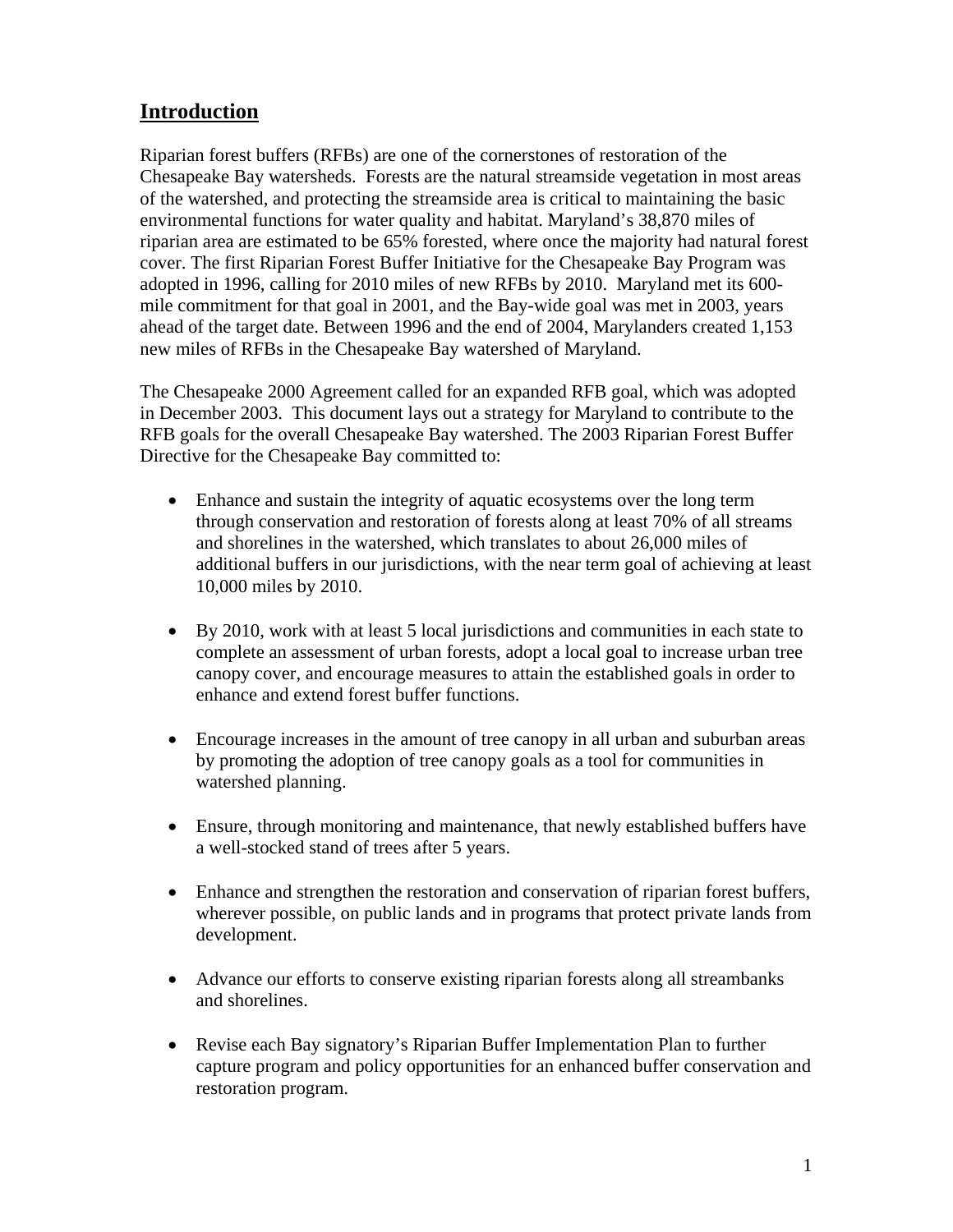## Introduction

Riparian forest buffers (RFBs) are one of the cornerstones of restoration of the Chesapeake Bay watersheds. Forests are the natural streamside vegetation in most areas of the watershed, and protecting the streamside area is critical to maintaining the basic environmental functions for water quality and habitat. Maryland's 38,870 miles of riparian area are estimated to be 65% forested, where once the majority had natural forest cover. The first Riparian Forest Buffer Initiative for the Chesapeake Bay Program was adopted in 1996, calling for 2010 miles of new RFBs by 2010. Maryland met its 600-mile commitment for that goal in 2001, and the Bay-wide goal was met in 2003, years ahead of the target date. Between 1996 and the end of 2004, Marylanders created 1,153 new miles of RFBs in the Chesapeake Bay watershed of Maryland.

The Chesapeake 2000 Agreement called for an expanded RFB goal, which was adopted in December 2003. This document lays out a strategy for Maryland to contribute to the RFB goals for the overall Chesapeake Bay watershed. The 2003 Riparian Forest Buffer Directive for the Chesapeake Bay committed to:

- Enhance and sustain the integrity of aquatic ecosystems over the long term through conservation and restoration of forests along at least 70% of all streams and shorelines in the watershed, which translates to about 26,000 miles of additional buffers in our jurisdictions, with the near term goal of achieving at least 10,000 miles by 2010.

- By 2010, work with at least 5 local jurisdictions and communities in each state to complete an assessment of urban forests, adopt a local goal to increase urban tree canopy cover, and encourage measures to attain the established goals in order to enhance and extend forest buffer functions.

- Encourage increases in the amount of tree canopy in all urban and suburban areas by promoting the adoption of tree canopy goals as a tool for communities in watershed planning.

- Ensure, through monitoring and maintenance, that newly established buffers have a well-stocked stand of trees after 5 years.

- Enhance and strengthen the restoration and conservation of riparian forest buffers, wherever possible, on public lands and in programs that protect private lands from development.

- Advance our efforts to conserve existing riparian forests along all streambanks and shorelines.

- Revise each Bay signatory's Riparian Buffer Implementation Plan to further capture program and policy opportunities for an enhanced buffer conservation and restoration program.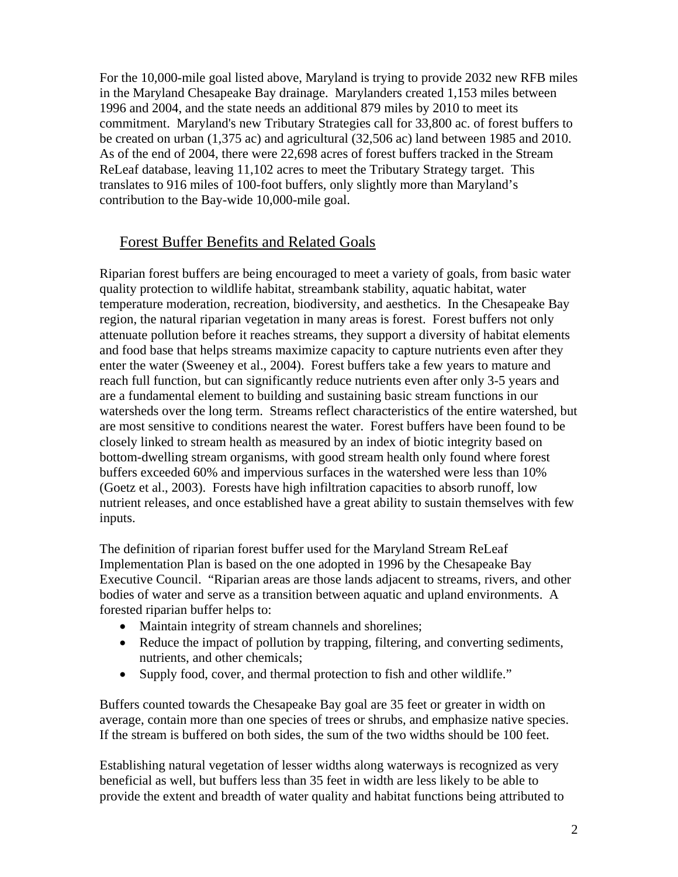For the 10,000-mile goal listed above, Maryland is trying to provide 2032 new RFB miles in the Maryland Chesapeake Bay drainage. Marylanders created 1,153 miles between 1996 and 2004, and the state needs an additional 879 miles by 2010 to meet its commitment. Maryland's new Tributary Strategies call for 33,800 ac. of forest buffers to be created on urban (1,375 ac) and agricultural (32,506 ac) land between 1985 and 2010. As of the end of 2004, there were 22,698 acres of forest buffers tracked in the Stream ReLeaf database, leaving 11,102 acres to meet the Tributary Strategy target. This translates to 916 miles of 100-foot buffers, only slightly more than Maryland's contribution to the Bay-wide 10,000-mile goal.

## Forest Buffer Benefits and Related Goals

Riparian forest buffers are being encouraged to meet a variety of goals, from basic water quality protection to wildlife habitat, streambank stability, aquatic habitat, water temperature moderation, recreation, biodiversity, and aesthetics. In the Chesapeake Bay region, the natural riparian vegetation in many areas is forest. Forest buffers not only attenuate pollution before it reaches streams, they support a diversity of habitat elements and food base that helps streams maximize capacity to capture nutrients even after they enter the water (Sweeney et al., 2004). Forest buffers take a few years to mature and reach full function, but can significantly reduce nutrients even after only 3-5 years and are a fundamental element to building and sustaining basic stream functions in our watersheds over the long term. Streams reflect characteristics of the entire watershed, but are most sensitive to conditions nearest the water. Forest buffers have been found to be closely linked to stream health as measured by an index of biotic integrity based on bottom-dwelling stream organisms, with good stream health only found where forest buffers exceeded 60% and impervious surfaces in the watershed were less than 10% (Goetz et al., 2003). Forests have high infiltration capacities to absorb runoff, low nutrient releases, and once established have a great ability to sustain themselves with few inputs.

The definition of riparian forest buffer used for the Maryland Stream ReLeaf Implementation Plan is based on the one adopted in 1996 by the Chesapeake Bay Executive Council. "Riparian areas are those lands adjacent to streams, rivers, and other bodies of water and serve as a transition between aquatic and upland environments. A forested riparian buffer helps to:

- Maintain integrity of stream channels and shorelines;
- Reduce the impact of pollution by trapping, filtering, and converting sediments, nutrients, and other chemicals;
- Supply food, cover, and thermal protection to fish and other wildlife."

Buffers counted towards the Chesapeake Bay goal are 35 feet or greater in width on average, contain more than one species of trees or shrubs, and emphasize native species. If the stream is buffered on both sides, the sum of the two widths should be 100 feet.

Establishing natural vegetation of lesser widths along waterways is recognized as very beneficial as well, but buffers less than 35 feet in width are less likely to be able to provide the extent and breadth of water quality and habitat functions being attributed to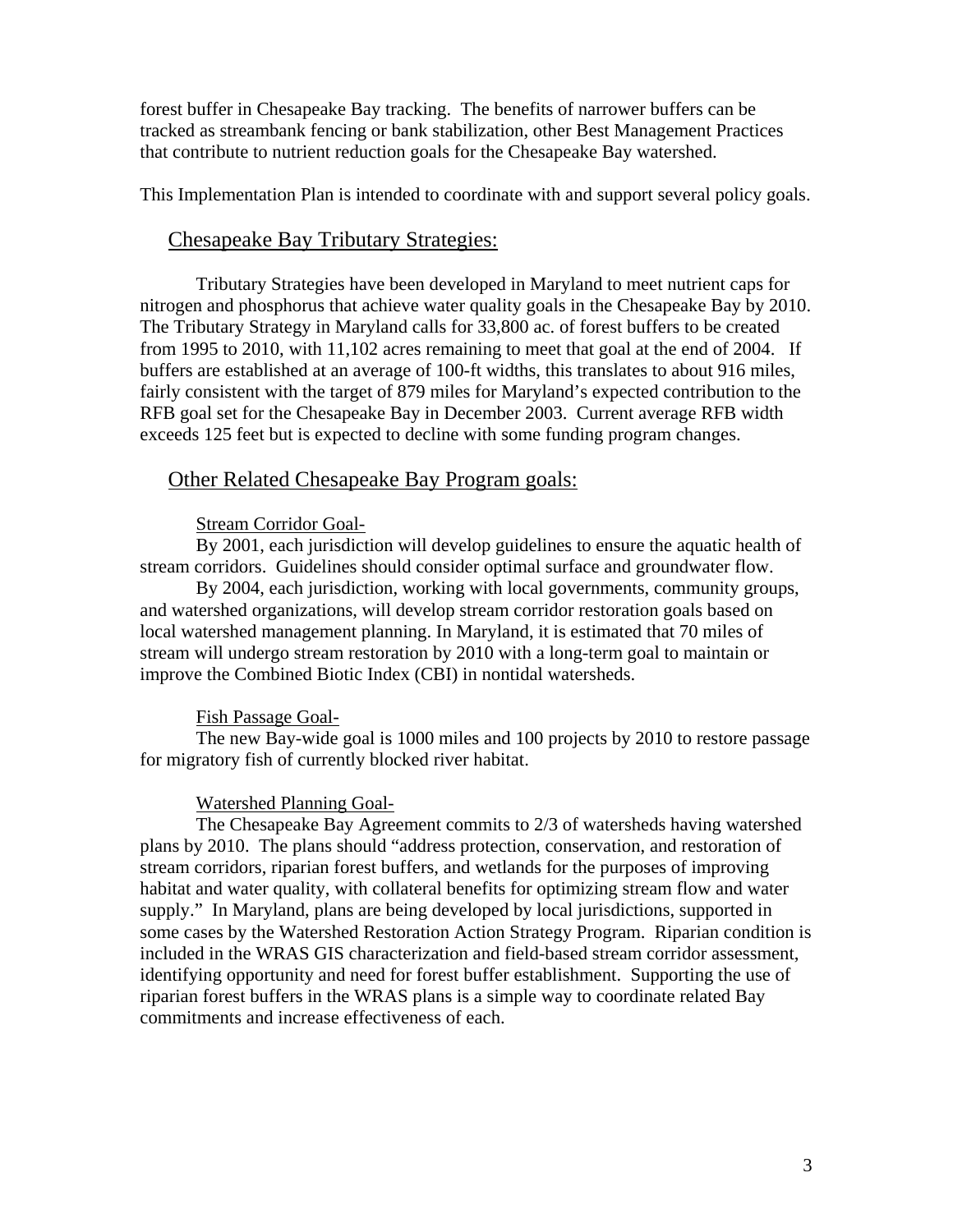forest buffer in Chesapeake Bay tracking. The benefits of narrower buffers can be tracked as streambank fencing or bank stabilization, other Best Management Practices that contribute to nutrient reduction goals for the Chesapeake Bay watershed.

This Implementation Plan is intended to coordinate with and support several policy goals.

## Chesapeake Bay Tributary Strategies:

Tributary Strategies have been developed in Maryland to meet nutrient caps for nitrogen and phosphorus that achieve water quality goals in the Chesapeake Bay by 2010. The Tributary Strategy in Maryland calls for 33,800 ac. of forest buffers to be created from 1995 to 2010, with 11,102 acres remaining to meet that goal at the end of 2004. If buffers are established at an average of 100-ft widths, this translates to about 916 miles, fairly consistent with the target of 879 miles for Maryland's expected contribution to the RFB goal set for the Chesapeake Bay in December 2003. Current average RFB width exceeds 125 feet but is expected to decline with some funding program changes.

## Other Related Chesapeake Bay Program goals:

### Stream Corridor Goal-

By 2001, each jurisdiction will develop guidelines to ensure the aquatic health of stream corridors. Guidelines should consider optimal surface and groundwater flow.

By 2004, each jurisdiction, working with local governments, community groups, and watershed organizations, will develop stream corridor restoration goals based on local watershed management planning. In Maryland, it is estimated that 70 miles of stream will undergo stream restoration by 2010 with a long-term goal to maintain or improve the Combined Biotic Index (CBI) in nontidal watersheds.

### Fish Passage Goal-

The new Bay-wide goal is 1000 miles and 100 projects by 2010 to restore passage for migratory fish of currently blocked river habitat.

### Watershed Planning Goal-

The Chesapeake Bay Agreement commits to 2/3 of watersheds having watershed plans by 2010. The plans should "address protection, conservation, and restoration of stream corridors, riparian forest buffers, and wetlands for the purposes of improving habitat and water quality, with collateral benefits for optimizing stream flow and water supply." In Maryland, plans are being developed by local jurisdictions, supported in some cases by the Watershed Restoration Action Strategy Program. Riparian condition is included in the WRAS GIS characterization and field-based stream corridor assessment, identifying opportunity and need for forest buffer establishment. Supporting the use of riparian forest buffers in the WRAS plans is a simple way to coordinate related Bay commitments and increase effectiveness of each.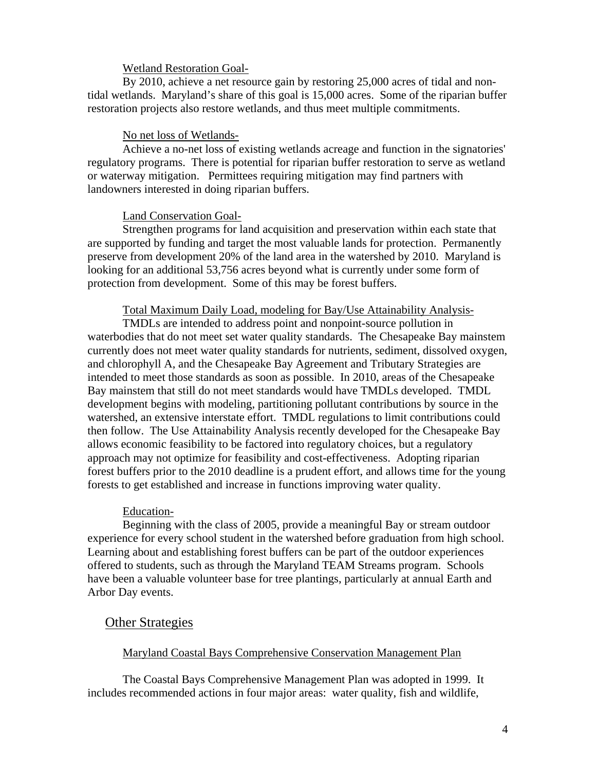Wetland Restoration Goal-

By 2010, achieve a net resource gain by restoring 25,000 acres of tidal and non-tidal wetlands. Maryland's share of this goal is 15,000 acres. Some of the riparian buffer restoration projects also restore wetlands, and thus meet multiple commitments.

No net loss of Wetlands-

Achieve a no-net loss of existing wetlands acreage and function in the signatories' regulatory programs. There is potential for riparian buffer restoration to serve as wetland or waterway mitigation. Permittees requiring mitigation may find partners with landowners interested in doing riparian buffers.

Land Conservation Goal-

Strengthen programs for land acquisition and preservation within each state that are supported by funding and target the most valuable lands for protection. Permanently preserve from development 20% of the land area in the watershed by 2010. Maryland is looking for an additional 53,756 acres beyond what is currently under some form of protection from development. Some of this may be forest buffers.

Total Maximum Daily Load, modeling for Bay/Use Attainability Analysis-

TMDLs are intended to address point and nonpoint-source pollution in waterbodies that do not meet set water quality standards. The Chesapeake Bay mainstem currently does not meet water quality standards for nutrients, sediment, dissolved oxygen, and chlorophyll A, and the Chesapeake Bay Agreement and Tributary Strategies are intended to meet those standards as soon as possible. In 2010, areas of the Chesapeake Bay mainstem that still do not meet standards would have TMDLs developed. TMDL development begins with modeling, partitioning pollutant contributions by source in the watershed, an extensive interstate effort. TMDL regulations to limit contributions could then follow. The Use Attainability Analysis recently developed for the Chesapeake Bay allows economic feasibility to be factored into regulatory choices, but a regulatory approach may not optimize for feasibility and cost-effectiveness. Adopting riparian forest buffers prior to the 2010 deadline is a prudent effort, and allows time for the young forests to get established and increase in functions improving water quality.

Education-

Beginning with the class of 2005, provide a meaningful Bay or stream outdoor experience for every school student in the watershed before graduation from high school. Learning about and establishing forest buffers can be part of the outdoor experiences offered to students, such as through the Maryland TEAM Streams program. Schools have been a valuable volunteer base for tree plantings, particularly at annual Earth and Arbor Day events.

## Other Strategies

### Maryland Coastal Bays Comprehensive Conservation Management Plan

The Coastal Bays Comprehensive Management Plan was adopted in 1999. It includes recommended actions in four major areas: water quality, fish and wildlife,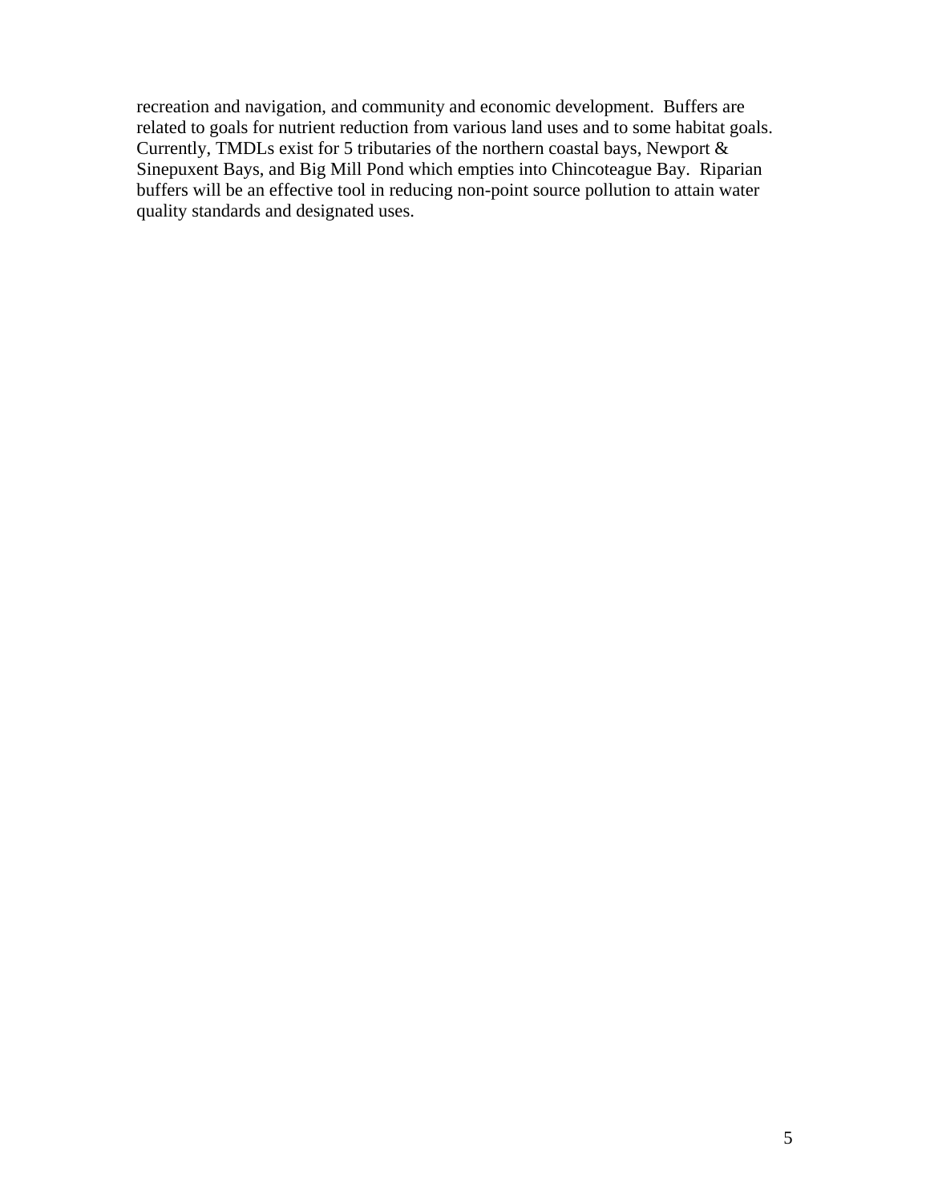recreation and navigation, and community and economic development. Buffers are related to goals for nutrient reduction from various land uses and to some habitat goals. Currently, TMDLs exist for 5 tributaries of the northern coastal bays, Newport & Sinepuxent Bays, and Big Mill Pond which empties into Chincoteague Bay. Riparian buffers will be an effective tool in reducing non-point source pollution to attain water quality standards and designated uses.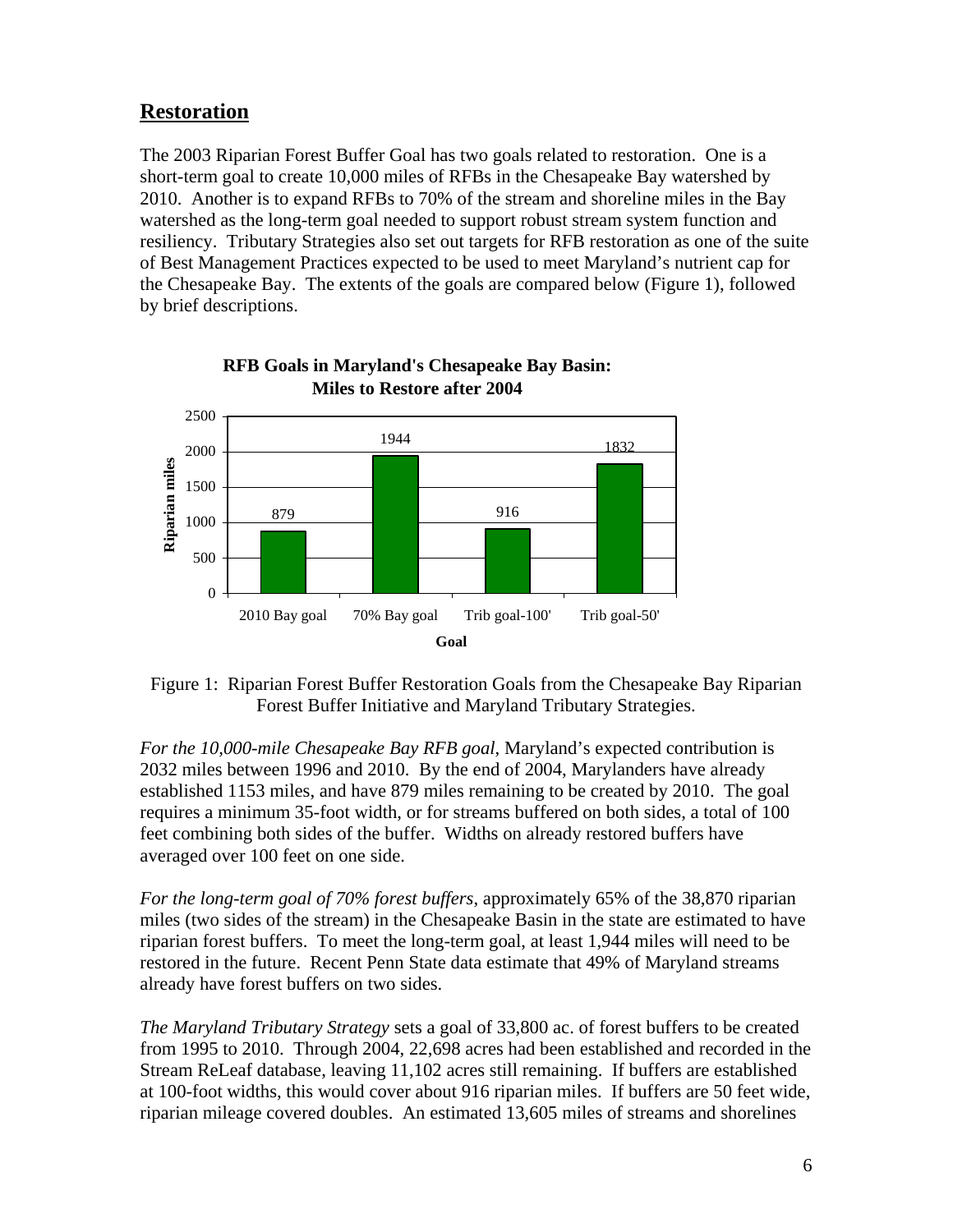## Restoration

The 2003 Riparian Forest Buffer Goal has two goals related to restoration. One is a short-term goal to create 10,000 miles of RFBs in the Chesapeake Bay watershed by 2010. Another is to expand RFBs to 70% of the stream and shoreline miles in the Bay watershed as the long-term goal needed to support robust stream system function and resiliency. Tributary Strategies also set out targets for RFB restoration as one of the suite of Best Management Practices expected to be used to meet Maryland's nutrient cap for the Chesapeake Bay. The extents of the goals are compared below (Figure 1), followed by brief descriptions.

**RFB Goals in Maryland's Chesapeake Bay Basin: Miles to Restore after 2004**

| Goal | Riparian miles |
|---|---|
| 2010 Bay goal | 879 |
| 70% Bay goal | 1944 |
| Trib goal-100' | 916 |
| Trib goal-50' | 1832 |

Figure 1: Riparian Forest Buffer Restoration Goals from the Chesapeake Bay Riparian Forest Buffer Initiative and Maryland Tributary Strategies.

*For the 10,000-mile Chesapeake Bay RFB goal*, Maryland's expected contribution is 2032 miles between 1996 and 2010. By the end of 2004, Marylanders have already established 1153 miles, and have 879 miles remaining to be created by 2010. The goal requires a minimum 35-foot width, or for streams buffered on both sides, a total of 100 feet combining both sides of the buffer. Widths on already restored buffers have averaged over 100 feet on one side.

*For the long-term goal of 70% forest buffers*, approximately 65% of the 38,870 riparian miles (two sides of the stream) in the Chesapeake Basin in the state are estimated to have riparian forest buffers. To meet the long-term goal, at least 1,944 miles will need to be restored in the future. Recent Penn State data estimate that 49% of Maryland streams already have forest buffers on two sides.

*The Maryland Tributary Strategy* sets a goal of 33,800 ac. of forest buffers to be created from 1995 to 2010. Through 2004, 22,698 acres had been established and recorded in the Stream ReLeaf database, leaving 11,102 acres still remaining. If buffers are established at 100-foot widths, this would cover about 916 riparian miles. If buffers are 50 feet wide, riparian mileage covered doubles. An estimated 13,605 miles of streams and shorelines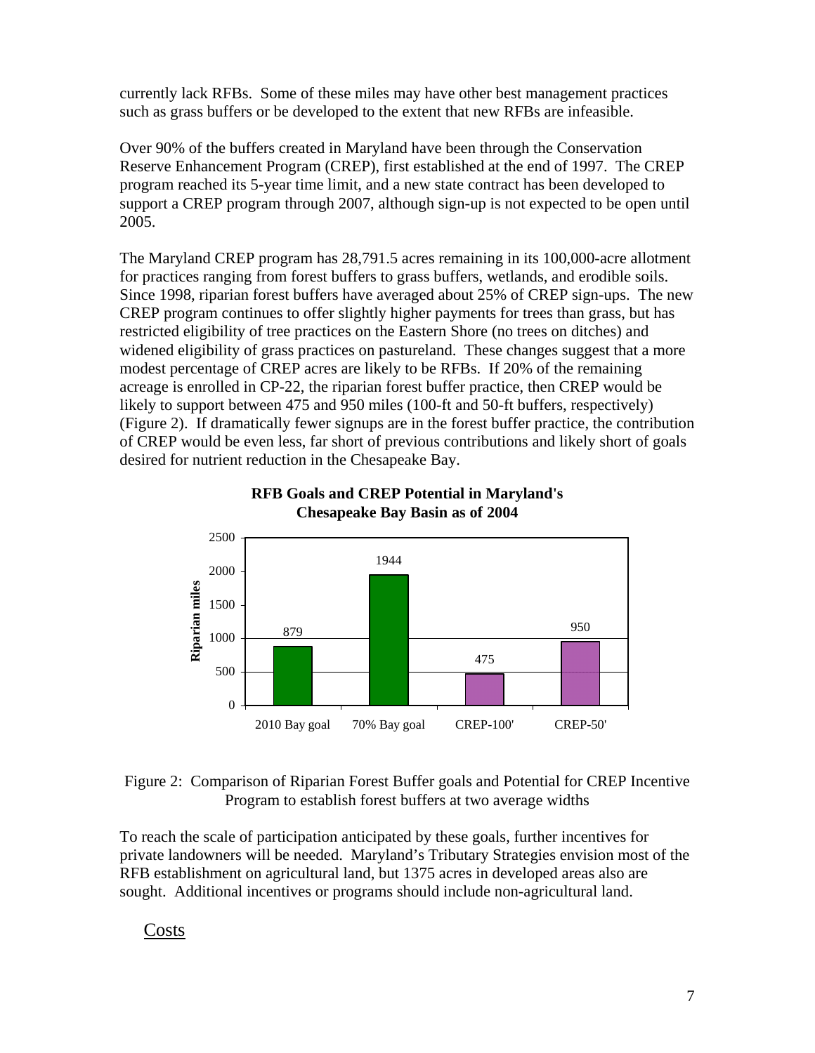currently lack RFBs. Some of these miles may have other best management practices such as grass buffers or be developed to the extent that new RFBs are infeasible.

Over 90% of the buffers created in Maryland have been through the Conservation Reserve Enhancement Program (CREP), first established at the end of 1997. The CREP program reached its 5-year time limit, and a new state contract has been developed to support a CREP program through 2007, although sign-up is not expected to be open until 2005.

The Maryland CREP program has 28,791.5 acres remaining in its 100,000-acre allotment for practices ranging from forest buffers to grass buffers, wetlands, and erodible soils. Since 1998, riparian forest buffers have averaged about 25% of CREP sign-ups. The new CREP program continues to offer slightly higher payments for trees than grass, but has restricted eligibility of tree practices on the Eastern Shore (no trees on ditches) and widened eligibility of grass practices on pastureland. These changes suggest that a more modest percentage of CREP acres are likely to be RFBs. If 20% of the remaining acreage is enrolled in CP-22, the riparian forest buffer practice, then CREP would be likely to support between 475 and 950 miles (100-ft and 50-ft buffers, respectively) (Figure 2). If dramatically fewer signups are in the forest buffer practice, the contribution of CREP would be even less, far short of previous contributions and likely short of goals desired for nutrient reduction in the Chesapeake Bay.

**RFB Goals and CREP Potential in Maryland's Chesapeake Bay Basin as of 2004**

| | Riparian miles |
|---|---|
| 2010 Bay goal | 879 |
| 70% Bay goal | 1944 |
| CREP-100' | 475 |
| CREP-50' | 950 |

Figure 2: Comparison of Riparian Forest Buffer goals and Potential for CREP Incentive Program to establish forest buffers at two average widths

To reach the scale of participation anticipated by these goals, further incentives for private landowners will be needed. Maryland's Tributary Strategies envision most of the RFB establishment on agricultural land, but 1375 acres in developed areas also are sought. Additional incentives or programs should include non-agricultural land.

## Costs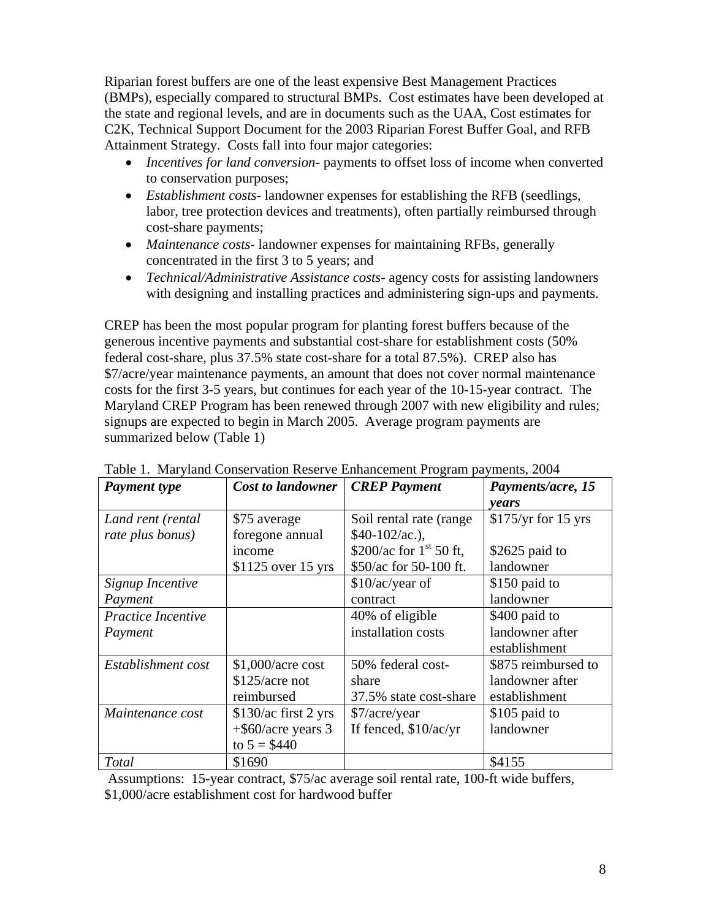Riparian forest buffers are one of the least expensive Best Management Practices (BMPs), especially compared to structural BMPs. Cost estimates have been developed at the state and regional levels, and are in documents such as the UAA, Cost estimates for C2K, Technical Support Document for the 2003 Riparian Forest Buffer Goal, and RFB Attainment Strategy. Costs fall into four major categories:

- *Incentives for land conversion*- payments to offset loss of income when converted to conservation purposes;
- *Establishment costs*- landowner expenses for establishing the RFB (seedlings, labor, tree protection devices and treatments), often partially reimbursed through cost-share payments;
- *Maintenance costs*- landowner expenses for maintaining RFBs, generally concentrated in the first 3 to 5 years; and
- *Technical/Administrative Assistance costs*- agency costs for assisting landowners with designing and installing practices and administering sign-ups and payments.

CREP has been the most popular program for planting forest buffers because of the generous incentive payments and substantial cost-share for establishment costs (50% federal cost-share, plus 37.5% state cost-share for a total 87.5%). CREP also has \$7/acre/year maintenance payments, an amount that does not cover normal maintenance costs for the first 3-5 years, but continues for each year of the 10-15-year contract. The Maryland CREP Program has been renewed through 2007 with new eligibility and rules; signups are expected to begin in March 2005. Average program payments are summarized below (Table 1)

Table 1. Maryland Conservation Reserve Enhancement Program payments, 2004

| ***Payment type*** | ***Cost to landowner*** | ***CREP Payment*** | ***Payments/acre, 15 years*** |
|---|---|---|---|
| *Land rent (rental rate plus bonus)* | \$75 average foregone annual income \$1125 over 15 yrs | Soil rental rate (range \$40-102/ac.), \$200/ac for 1st 50 ft, \$50/ac for 50-100 ft. | \$175/yr for 15 yrs \$2625 paid to landowner |
| *Signup Incentive Payment* | | \$10/ac/year of contract | \$150 paid to landowner |
| *Practice Incentive Payment* | | 40% of eligible installation costs | \$400 paid to landowner after establishment |
| *Establishment cost* | \$1,000/acre cost \$125/acre not reimbursed | 50% federal cost-share 37.5% state cost-share | \$875 reimbursed to landowner after establishment |
| *Maintenance cost* | \$130/ac first 2 yrs +\$60/acre years 3 to 5 = \$440 | \$7/acre/year If fenced, \$10/ac/yr | \$105 paid to landowner |
| *Total* | \$1690 | | \$4155 |

Assumptions: 15-year contract, \$75/ac average soil rental rate, 100-ft wide buffers, \$1,000/acre establishment cost for hardwood buffer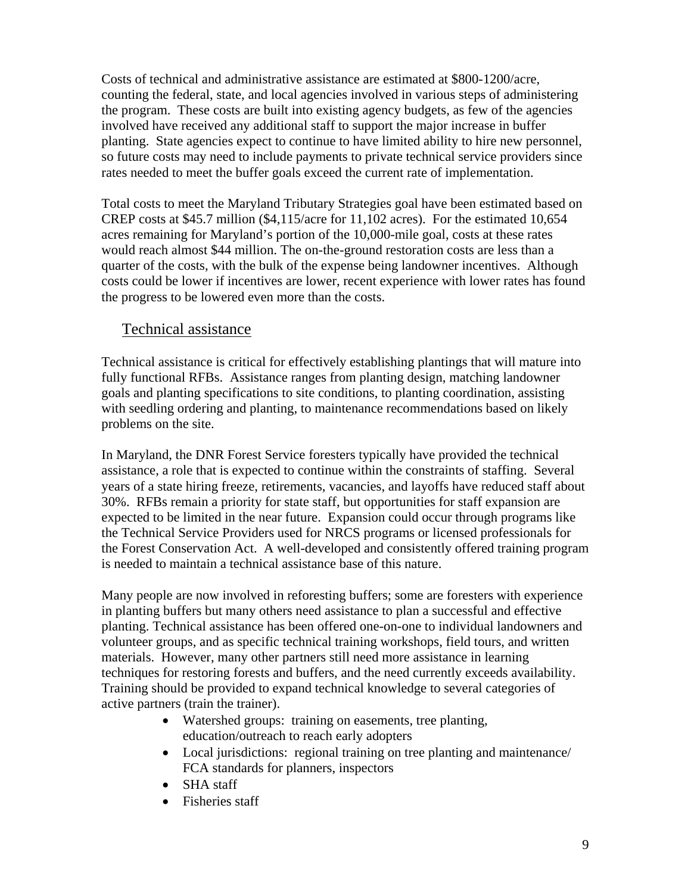Costs of technical and administrative assistance are estimated at $800-1200/acre, counting the federal, state, and local agencies involved in various steps of administering the program. These costs are built into existing agency budgets, as few of the agencies involved have received any additional staff to support the major increase in buffer planting. State agencies expect to continue to have limited ability to hire new personnel, so future costs may need to include payments to private technical service providers since rates needed to meet the buffer goals exceed the current rate of implementation.

Total costs to meet the Maryland Tributary Strategies goal have been estimated based on CREP costs at $45.7 million ($4,115/acre for 11,102 acres). For the estimated 10,654 acres remaining for Maryland's portion of the 10,000-mile goal, costs at these rates would reach almost $44 million. The on-the-ground restoration costs are less than a quarter of the costs, with the bulk of the expense being landowner incentives. Although costs could be lower if incentives are lower, recent experience with lower rates has found the progress to be lowered even more than the costs.

## Technical assistance

Technical assistance is critical for effectively establishing plantings that will mature into fully functional RFBs. Assistance ranges from planting design, matching landowner goals and planting specifications to site conditions, to planting coordination, assisting with seedling ordering and planting, to maintenance recommendations based on likely problems on the site.

In Maryland, the DNR Forest Service foresters typically have provided the technical assistance, a role that is expected to continue within the constraints of staffing. Several years of a state hiring freeze, retirements, vacancies, and layoffs have reduced staff about 30%. RFBs remain a priority for state staff, but opportunities for staff expansion are expected to be limited in the near future. Expansion could occur through programs like the Technical Service Providers used for NRCS programs or licensed professionals for the Forest Conservation Act. A well-developed and consistently offered training program is needed to maintain a technical assistance base of this nature.

Many people are now involved in reforesting buffers; some are foresters with experience in planting buffers but many others need assistance to plan a successful and effective planting. Technical assistance has been offered one-on-one to individual landowners and volunteer groups, and as specific technical training workshops, field tours, and written materials. However, many other partners still need more assistance in learning techniques for restoring forests and buffers, and the need currently exceeds availability. Training should be provided to expand technical knowledge to several categories of active partners (train the trainer).

- Watershed groups: training on easements, tree planting, education/outreach to reach early adopters
- Local jurisdictions: regional training on tree planting and maintenance/ FCA standards for planners, inspectors
- SHA staff
- Fisheries staff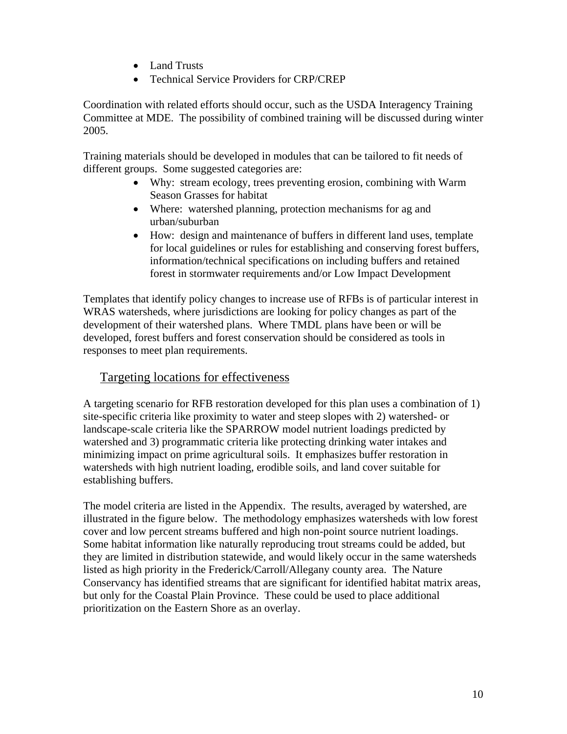- Land Trusts
- Technical Service Providers for CRP/CREP

Coordination with related efforts should occur, such as the USDA Interagency Training Committee at MDE. The possibility of combined training will be discussed during winter 2005.

Training materials should be developed in modules that can be tailored to fit needs of different groups. Some suggested categories are:

- Why: stream ecology, trees preventing erosion, combining with Warm Season Grasses for habitat
- Where: watershed planning, protection mechanisms for ag and urban/suburban
- How: design and maintenance of buffers in different land uses, template for local guidelines or rules for establishing and conserving forest buffers, information/technical specifications on including buffers and retained forest in stormwater requirements and/or Low Impact Development

Templates that identify policy changes to increase use of RFBs is of particular interest in WRAS watersheds, where jurisdictions are looking for policy changes as part of the development of their watershed plans. Where TMDL plans have been or will be developed, forest buffers and forest conservation should be considered as tools in responses to meet plan requirements.

## Targeting locations for effectiveness

A targeting scenario for RFB restoration developed for this plan uses a combination of 1) site-specific criteria like proximity to water and steep slopes with 2) watershed- or landscape-scale criteria like the SPARROW model nutrient loadings predicted by watershed and 3) programmatic criteria like protecting drinking water intakes and minimizing impact on prime agricultural soils. It emphasizes buffer restoration in watersheds with high nutrient loading, erodible soils, and land cover suitable for establishing buffers.

The model criteria are listed in the Appendix. The results, averaged by watershed, are illustrated in the figure below. The methodology emphasizes watersheds with low forest cover and low percent streams buffered and high non-point source nutrient loadings. Some habitat information like naturally reproducing trout streams could be added, but they are limited in distribution statewide, and would likely occur in the same watersheds listed as high priority in the Frederick/Carroll/Allegany county area. The Nature Conservancy has identified streams that are significant for identified habitat matrix areas, but only for the Coastal Plain Province. These could be used to place additional prioritization on the Eastern Shore as an overlay.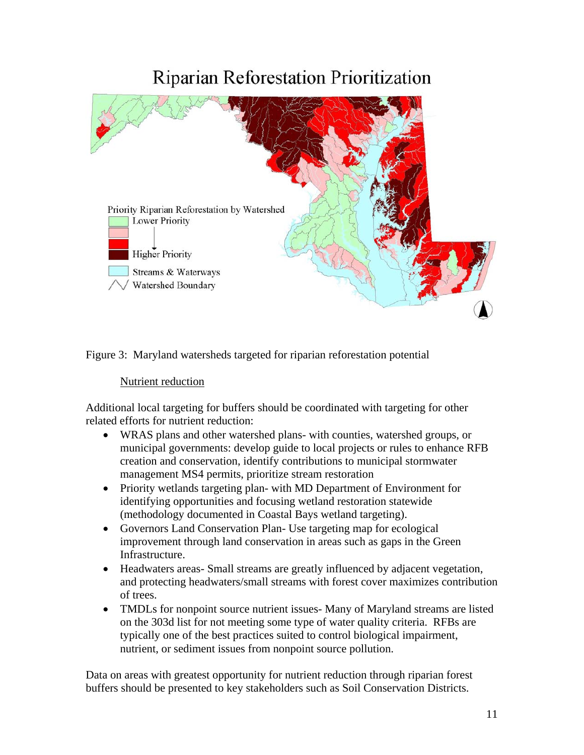Figure 3: Maryland watersheds targeted for riparian reforestation potential

### Nutrient reduction

Additional local targeting for buffers should be coordinated with targeting for other related efforts for nutrient reduction:

- WRAS plans and other watershed plans- with counties, watershed groups, or municipal governments: develop guide to local projects or rules to enhance RFB creation and conservation, identify contributions to municipal stormwater management MS4 permits, prioritize stream restoration
- Priority wetlands targeting plan- with MD Department of Environment for identifying opportunities and focusing wetland restoration statewide (methodology documented in Coastal Bays wetland targeting).
- Governors Land Conservation Plan- Use targeting map for ecological improvement through land conservation in areas such as gaps in the Green Infrastructure.
- Headwaters areas- Small streams are greatly influenced by adjacent vegetation, and protecting headwaters/small streams with forest cover maximizes contribution of trees.
- TMDLs for nonpoint source nutrient issues- Many of Maryland streams are listed on the 303d list for not meeting some type of water quality criteria. RFBs are typically one of the best practices suited to control biological impairment, nutrient, or sediment issues from nonpoint source pollution.

Data on areas with greatest opportunity for nutrient reduction through riparian forest buffers should be presented to key stakeholders such as Soil Conservation Districts.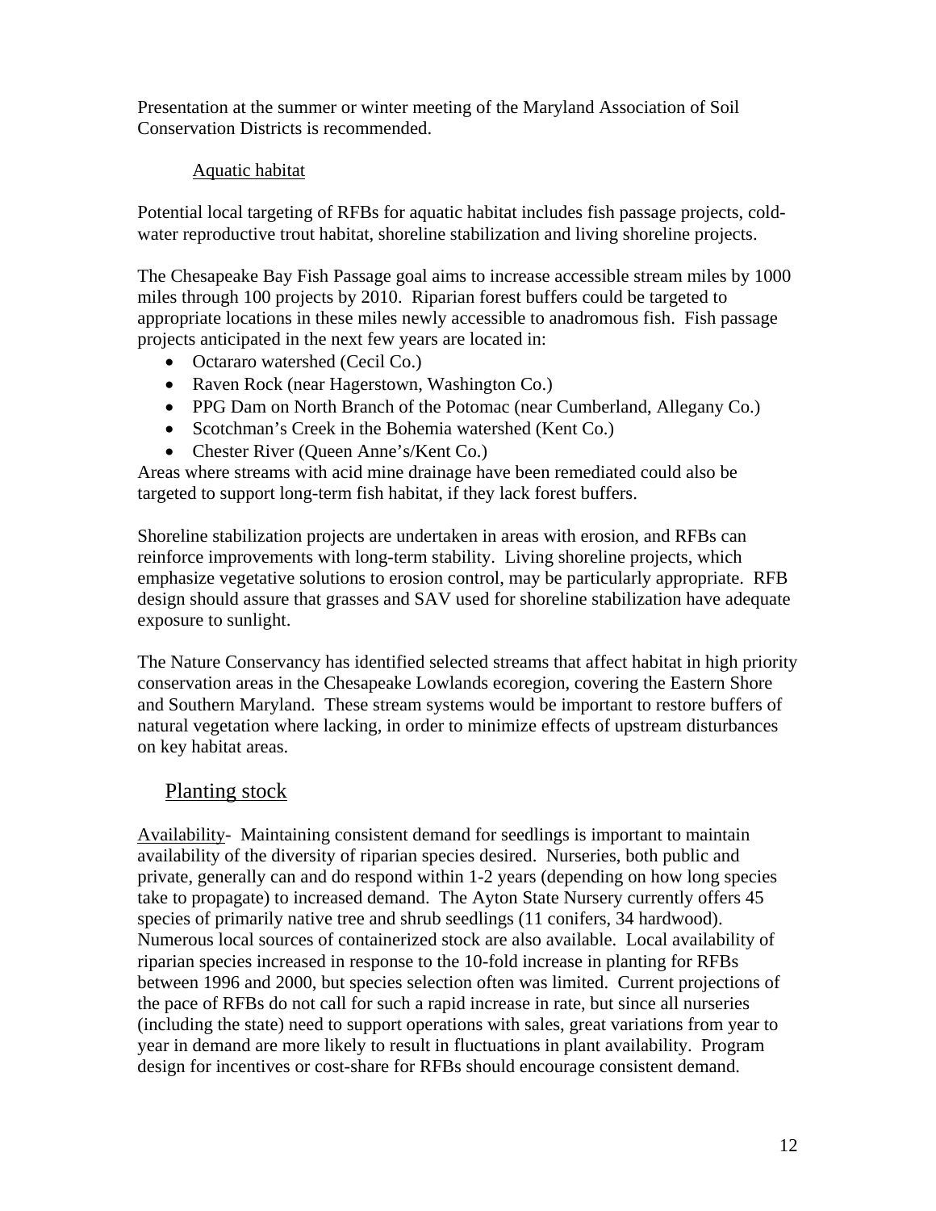Presentation at the summer or winter meeting of the Maryland Association of Soil Conservation Districts is recommended.

### Aquatic habitat

Potential local targeting of RFBs for aquatic habitat includes fish passage projects, cold-water reproductive trout habitat, shoreline stabilization and living shoreline projects.

The Chesapeake Bay Fish Passage goal aims to increase accessible stream miles by 1000 miles through 100 projects by 2010. Riparian forest buffers could be targeted to appropriate locations in these miles newly accessible to anadromous fish. Fish passage projects anticipated in the next few years are located in:

- Octararo watershed (Cecil Co.)
- Raven Rock (near Hagerstown, Washington Co.)
- PPG Dam on North Branch of the Potomac (near Cumberland, Allegany Co.)
- Scotchman's Creek in the Bohemia watershed (Kent Co.)
- Chester River (Queen Anne's/Kent Co.)

Areas where streams with acid mine drainage have been remediated could also be targeted to support long-term fish habitat, if they lack forest buffers.

Shoreline stabilization projects are undertaken in areas with erosion, and RFBs can reinforce improvements with long-term stability. Living shoreline projects, which emphasize vegetative solutions to erosion control, may be particularly appropriate. RFB design should assure that grasses and SAV used for shoreline stabilization have adequate exposure to sunlight.

The Nature Conservancy has identified selected streams that affect habitat in high priority conservation areas in the Chesapeake Lowlands ecoregion, covering the Eastern Shore and Southern Maryland. These stream systems would be important to restore buffers of natural vegetation where lacking, in order to minimize effects of upstream disturbances on key habitat areas.

## Planting stock

Availability- Maintaining consistent demand for seedlings is important to maintain availability of the diversity of riparian species desired. Nurseries, both public and private, generally can and do respond within 1-2 years (depending on how long species take to propagate) to increased demand. The Ayton State Nursery currently offers 45 species of primarily native tree and shrub seedlings (11 conifers, 34 hardwood). Numerous local sources of containerized stock are also available. Local availability of riparian species increased in response to the 10-fold increase in planting for RFBs between 1996 and 2000, but species selection often was limited. Current projections of the pace of RFBs do not call for such a rapid increase in rate, but since all nurseries (including the state) need to support operations with sales, great variations from year to year in demand are more likely to result in fluctuations in plant availability. Program design for incentives or cost-share for RFBs should encourage consistent demand.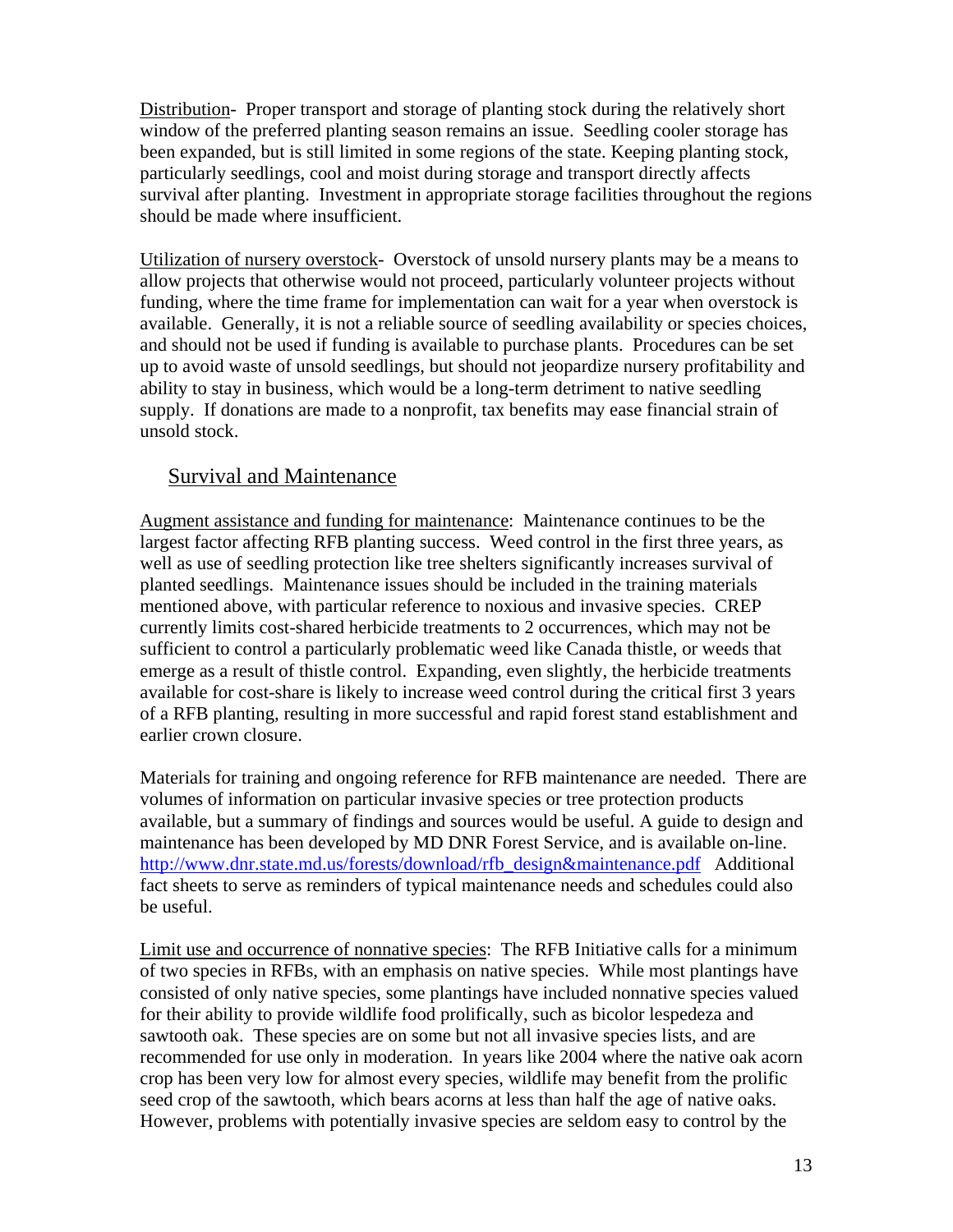Distribution- Proper transport and storage of planting stock during the relatively short window of the preferred planting season remains an issue. Seedling cooler storage has been expanded, but is still limited in some regions of the state. Keeping planting stock, particularly seedlings, cool and moist during storage and transport directly affects survival after planting. Investment in appropriate storage facilities throughout the regions should be made where insufficient.

Utilization of nursery overstock- Overstock of unsold nursery plants may be a means to allow projects that otherwise would not proceed, particularly volunteer projects without funding, where the time frame for implementation can wait for a year when overstock is available. Generally, it is not a reliable source of seedling availability or species choices, and should not be used if funding is available to purchase plants. Procedures can be set up to avoid waste of unsold seedlings, but should not jeopardize nursery profitability and ability to stay in business, which would be a long-term detriment to native seedling supply. If donations are made to a nonprofit, tax benefits may ease financial strain of unsold stock.

## Survival and Maintenance

Augment assistance and funding for maintenance: Maintenance continues to be the largest factor affecting RFB planting success. Weed control in the first three years, as well as use of seedling protection like tree shelters significantly increases survival of planted seedlings. Maintenance issues should be included in the training materials mentioned above, with particular reference to noxious and invasive species. CREP currently limits cost-shared herbicide treatments to 2 occurrences, which may not be sufficient to control a particularly problematic weed like Canada thistle, or weeds that emerge as a result of thistle control. Expanding, even slightly, the herbicide treatments available for cost-share is likely to increase weed control during the critical first 3 years of a RFB planting, resulting in more successful and rapid forest stand establishment and earlier crown closure.

Materials for training and ongoing reference for RFB maintenance are needed. There are volumes of information on particular invasive species or tree protection products available, but a summary of findings and sources would be useful. A guide to design and maintenance has been developed by MD DNR Forest Service, and is available on-line. http://www.dnr.state.md.us/forests/download/rfb_design&maintenance.pdf Additional fact sheets to serve as reminders of typical maintenance needs and schedules could also be useful.

Limit use and occurrence of nonnative species: The RFB Initiative calls for a minimum of two species in RFBs, with an emphasis on native species. While most plantings have consisted of only native species, some plantings have included nonnative species valued for their ability to provide wildlife food prolifically, such as bicolor lespedeza and sawtooth oak. These species are on some but not all invasive species lists, and are recommended for use only in moderation. In years like 2004 where the native oak acorn crop has been very low for almost every species, wildlife may benefit from the prolific seed crop of the sawtooth, which bears acorns at less than half the age of native oaks. However, problems with potentially invasive species are seldom easy to control by the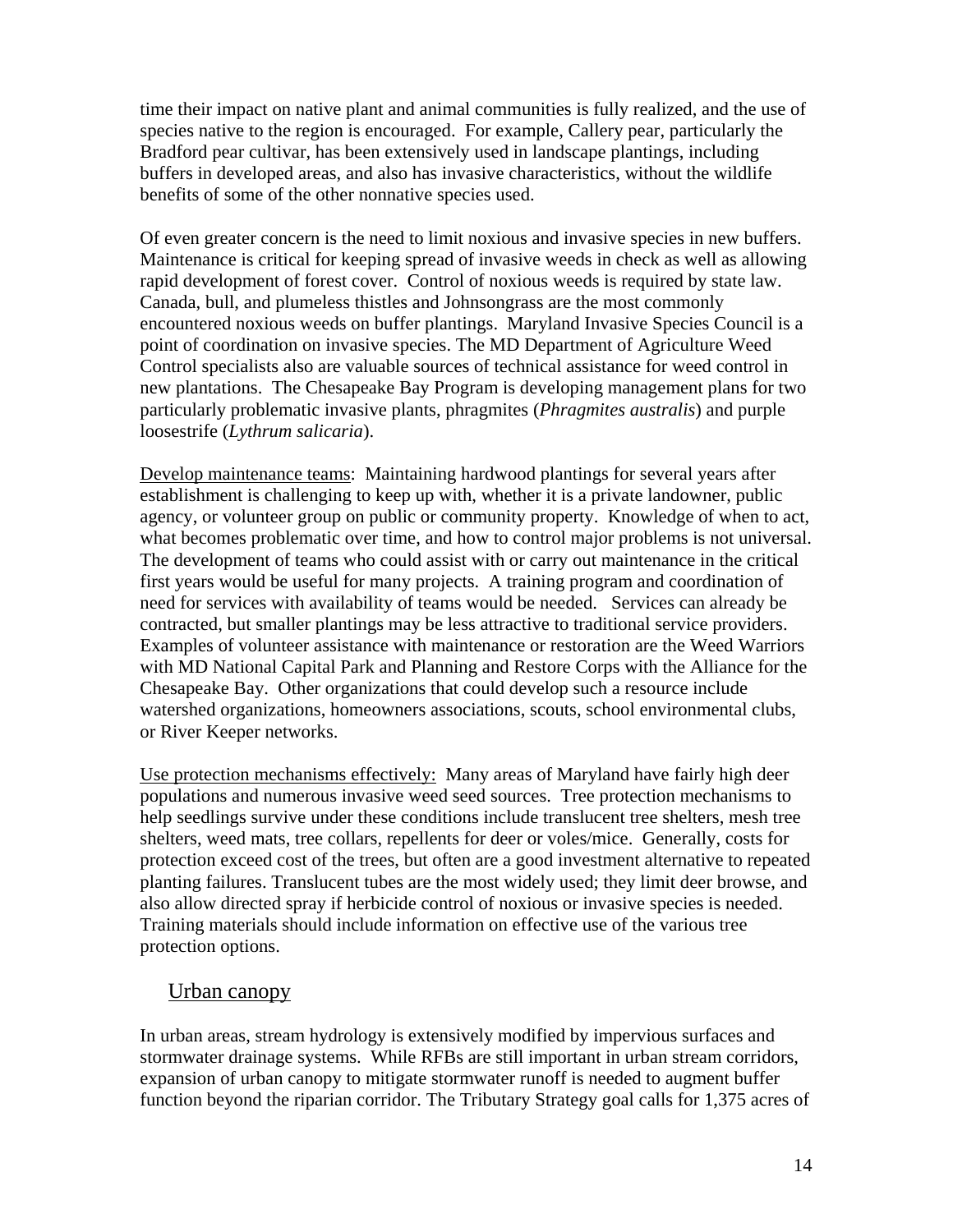time their impact on native plant and animal communities is fully realized, and the use of species native to the region is encouraged. For example, Callery pear, particularly the Bradford pear cultivar, has been extensively used in landscape plantings, including buffers in developed areas, and also has invasive characteristics, without the wildlife benefits of some of the other nonnative species used.

Of even greater concern is the need to limit noxious and invasive species in new buffers. Maintenance is critical for keeping spread of invasive weeds in check as well as allowing rapid development of forest cover. Control of noxious weeds is required by state law. Canada, bull, and plumeless thistles and Johnsongrass are the most commonly encountered noxious weeds on buffer plantings. Maryland Invasive Species Council is a point of coordination on invasive species. The MD Department of Agriculture Weed Control specialists also are valuable sources of technical assistance for weed control in new plantations. The Chesapeake Bay Program is developing management plans for two particularly problematic invasive plants, phragmites (*Phragmites australis*) and purple loosestrife (*Lythrum salicaria*).

<u>Develop maintenance teams</u>: Maintaining hardwood plantings for several years after establishment is challenging to keep up with, whether it is a private landowner, public agency, or volunteer group on public or community property. Knowledge of when to act, what becomes problematic over time, and how to control major problems is not universal. The development of teams who could assist with or carry out maintenance in the critical first years would be useful for many projects. A training program and coordination of need for services with availability of teams would be needed. Services can already be contracted, but smaller plantings may be less attractive to traditional service providers. Examples of volunteer assistance with maintenance or restoration are the Weed Warriors with MD National Capital Park and Planning and Restore Corps with the Alliance for the Chesapeake Bay. Other organizations that could develop such a resource include watershed organizations, homeowners associations, scouts, school environmental clubs, or River Keeper networks.

<u>Use protection mechanisms effectively:</u> Many areas of Maryland have fairly high deer populations and numerous invasive weed seed sources. Tree protection mechanisms to help seedlings survive under these conditions include translucent tree shelters, mesh tree shelters, weed mats, tree collars, repellents for deer or voles/mice. Generally, costs for protection exceed cost of the trees, but often are a good investment alternative to repeated planting failures. Translucent tubes are the most widely used; they limit deer browse, and also allow directed spray if herbicide control of noxious or invasive species is needed. Training materials should include information on effective use of the various tree protection options.

## <u>Urban canopy</u>

In urban areas, stream hydrology is extensively modified by impervious surfaces and stormwater drainage systems. While RFBs are still important in urban stream corridors, expansion of urban canopy to mitigate stormwater runoff is needed to augment buffer function beyond the riparian corridor. The Tributary Strategy goal calls for 1,375 acres of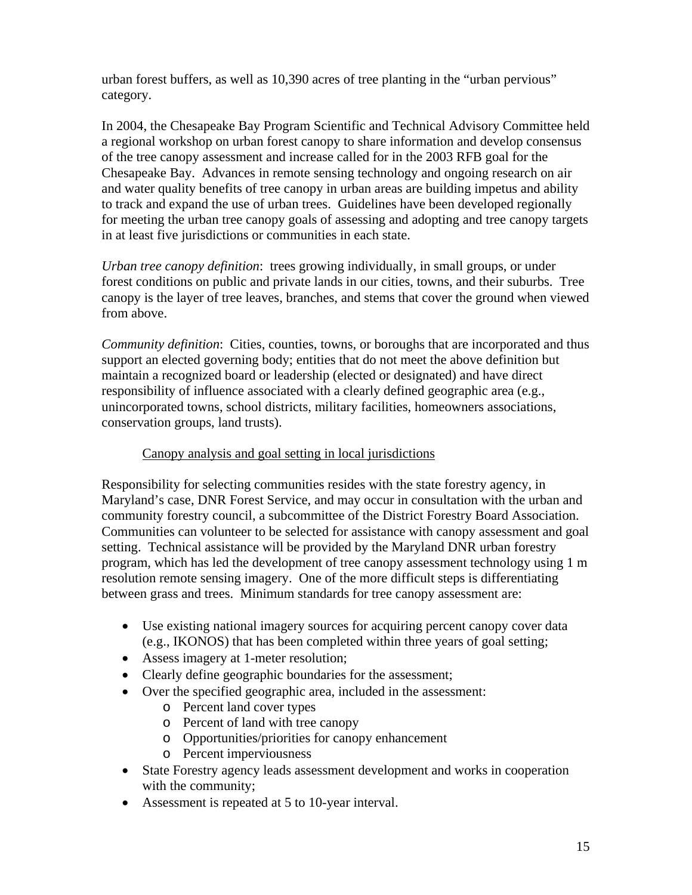urban forest buffers, as well as 10,390 acres of tree planting in the "urban pervious" category.

In 2004, the Chesapeake Bay Program Scientific and Technical Advisory Committee held a regional workshop on urban forest canopy to share information and develop consensus of the tree canopy assessment and increase called for in the 2003 RFB goal for the Chesapeake Bay. Advances in remote sensing technology and ongoing research on air and water quality benefits of tree canopy in urban areas are building impetus and ability to track and expand the use of urban trees. Guidelines have been developed regionally for meeting the urban tree canopy goals of assessing and adopting and tree canopy targets in at least five jurisdictions or communities in each state.

*Urban tree canopy definition*: trees growing individually, in small groups, or under forest conditions on public and private lands in our cities, towns, and their suburbs. Tree canopy is the layer of tree leaves, branches, and stems that cover the ground when viewed from above.

*Community definition*: Cities, counties, towns, or boroughs that are incorporated and thus support an elected governing body; entities that do not meet the above definition but maintain a recognized board or leadership (elected or designated) and have direct responsibility of influence associated with a clearly defined geographic area (e.g., unincorporated towns, school districts, military facilities, homeowners associations, conservation groups, land trusts).

<u>Canopy analysis and goal setting in local jurisdictions</u>

Responsibility for selecting communities resides with the state forestry agency, in Maryland's case, DNR Forest Service, and may occur in consultation with the urban and community forestry council, a subcommittee of the District Forestry Board Association. Communities can volunteer to be selected for assistance with canopy assessment and goal setting. Technical assistance will be provided by the Maryland DNR urban forestry program, which has led the development of tree canopy assessment technology using 1 m resolution remote sensing imagery. One of the more difficult steps is differentiating between grass and trees. Minimum standards for tree canopy assessment are:

- Use existing national imagery sources for acquiring percent canopy cover data (e.g., IKONOS) that has been completed within three years of goal setting;
- Assess imagery at 1-meter resolution;
- Clearly define geographic boundaries for the assessment;
- Over the specified geographic area, included in the assessment:
    - Percent land cover types
    - Percent of land with tree canopy
    - Opportunities/priorities for canopy enhancement
    - Percent imperviousness
- State Forestry agency leads assessment development and works in cooperation with the community;
- Assessment is repeated at 5 to 10-year interval.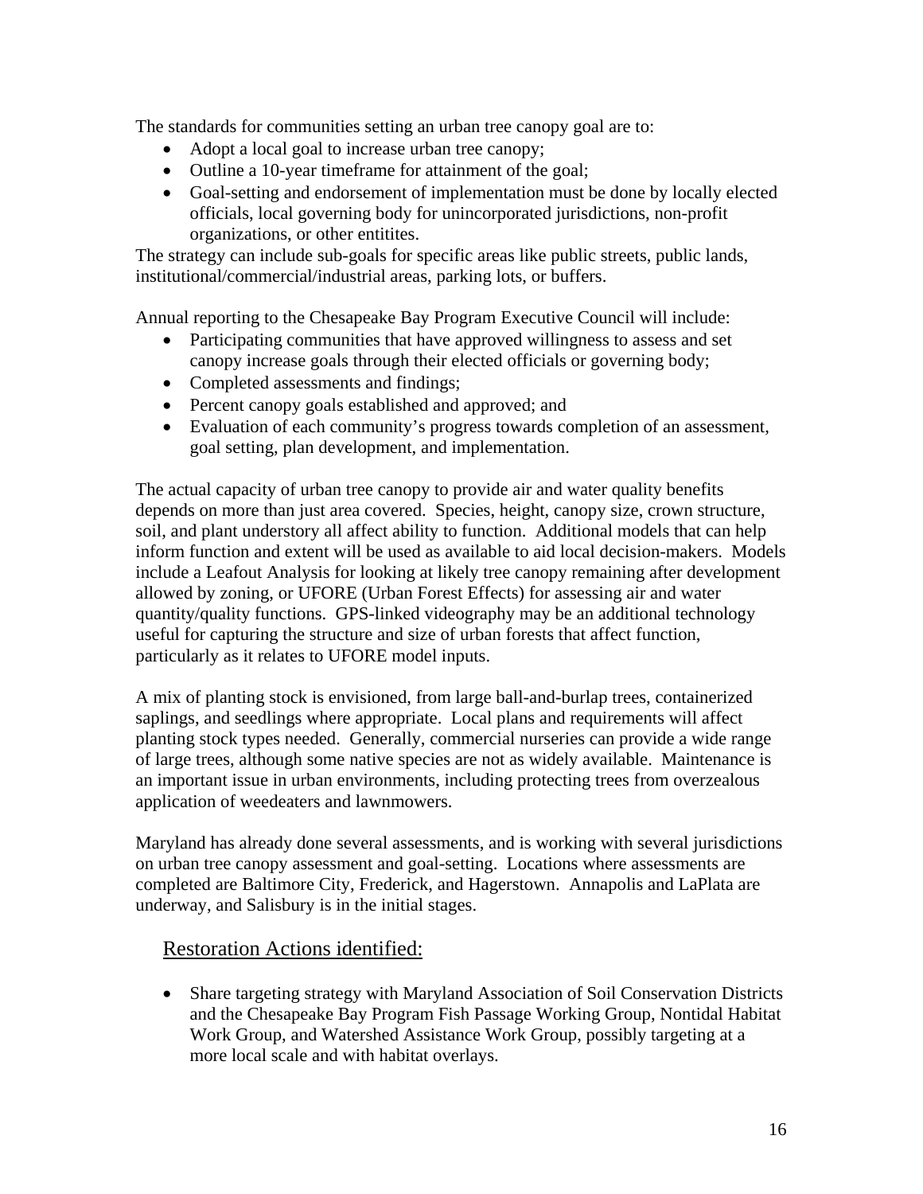The standards for communities setting an urban tree canopy goal are to:

- Adopt a local goal to increase urban tree canopy;
- Outline a 10-year timeframe for attainment of the goal;
- Goal-setting and endorsement of implementation must be done by locally elected officials, local governing body for unincorporated jurisdictions, non-profit organizations, or other entitites.

The strategy can include sub-goals for specific areas like public streets, public lands, institutional/commercial/industrial areas, parking lots, or buffers.

Annual reporting to the Chesapeake Bay Program Executive Council will include:

- Participating communities that have approved willingness to assess and set canopy increase goals through their elected officials or governing body;
- Completed assessments and findings;
- Percent canopy goals established and approved; and
- Evaluation of each community's progress towards completion of an assessment, goal setting, plan development, and implementation.

The actual capacity of urban tree canopy to provide air and water quality benefits depends on more than just area covered. Species, height, canopy size, crown structure, soil, and plant understory all affect ability to function. Additional models that can help inform function and extent will be used as available to aid local decision-makers. Models include a Leafout Analysis for looking at likely tree canopy remaining after development allowed by zoning, or UFORE (Urban Forest Effects) for assessing air and water quantity/quality functions. GPS-linked videography may be an additional technology useful for capturing the structure and size of urban forests that affect function, particularly as it relates to UFORE model inputs.

A mix of planting stock is envisioned, from large ball-and-burlap trees, containerized saplings, and seedlings where appropriate. Local plans and requirements will affect planting stock types needed. Generally, commercial nurseries can provide a wide range of large trees, although some native species are not as widely available. Maintenance is an important issue in urban environments, including protecting trees from overzealous application of weedeaters and lawnmowers.

Maryland has already done several assessments, and is working with several jurisdictions on urban tree canopy assessment and goal-setting. Locations where assessments are completed are Baltimore City, Frederick, and Hagerstown. Annapolis and LaPlata are underway, and Salisbury is in the initial stages.

## Restoration Actions identified:

- Share targeting strategy with Maryland Association of Soil Conservation Districts and the Chesapeake Bay Program Fish Passage Working Group, Nontidal Habitat Work Group, and Watershed Assistance Work Group, possibly targeting at a more local scale and with habitat overlays.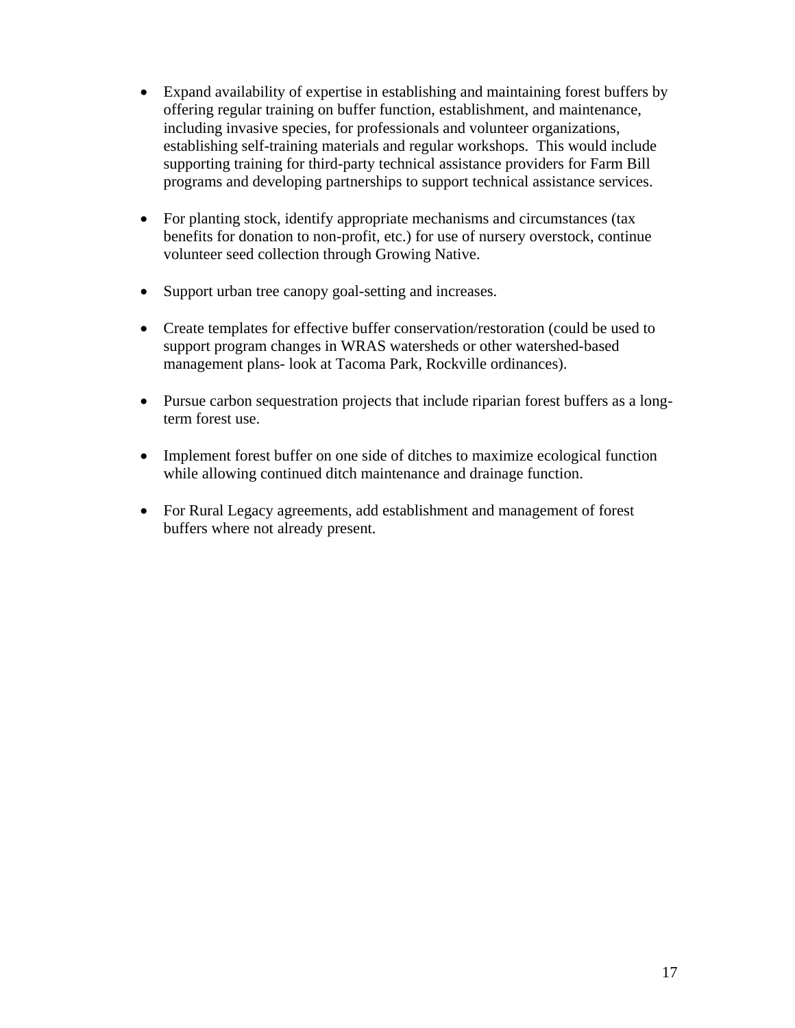- Expand availability of expertise in establishing and maintaining forest buffers by offering regular training on buffer function, establishment, and maintenance, including invasive species, for professionals and volunteer organizations, establishing self-training materials and regular workshops. This would include supporting training for third-party technical assistance providers for Farm Bill programs and developing partnerships to support technical assistance services.

- For planting stock, identify appropriate mechanisms and circumstances (tax benefits for donation to non-profit, etc.) for use of nursery overstock, continue volunteer seed collection through Growing Native.

- Support urban tree canopy goal-setting and increases.

- Create templates for effective buffer conservation/restoration (could be used to support program changes in WRAS watersheds or other watershed-based management plans- look at Tacoma Park, Rockville ordinances).

- Pursue carbon sequestration projects that include riparian forest buffers as a long-term forest use.

- Implement forest buffer on one side of ditches to maximize ecological function while allowing continued ditch maintenance and drainage function.

- For Rural Legacy agreements, add establishment and management of forest buffers where not already present.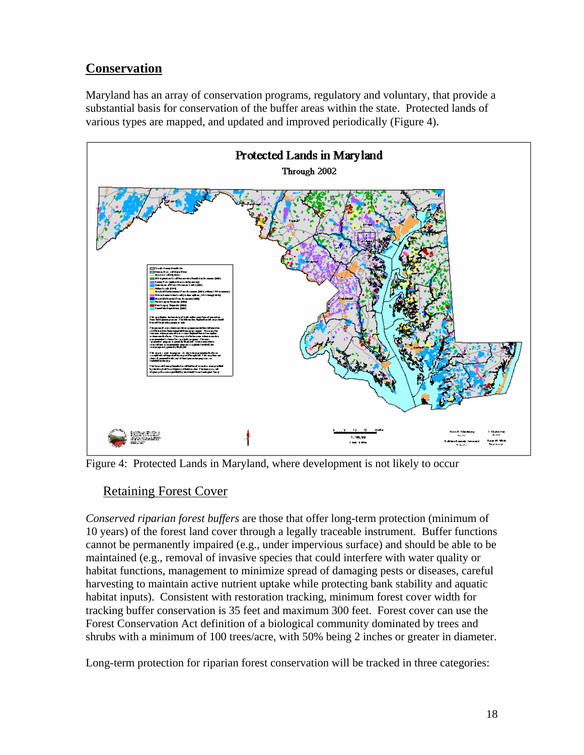## Conservation

Maryland has an array of conservation programs, regulatory and voluntary, that provide a substantial basis for conservation of the buffer areas within the state. Protected lands of various types are mapped, and updated and improved periodically (Figure 4).

Figure 4: Protected Lands in Maryland, where development is not likely to occur

### Retaining Forest Cover

*Conserved riparian forest buffers* are those that offer long-term protection (minimum of 10 years) of the forest land cover through a legally traceable instrument. Buffer functions cannot be permanently impaired (e.g., under impervious surface) and should be able to be maintained (e.g., removal of invasive species that could interfere with water quality or habitat functions, management to minimize spread of damaging pests or diseases, careful harvesting to maintain active nutrient uptake while protecting bank stability and aquatic habitat inputs). Consistent with restoration tracking, minimum forest cover width for tracking buffer conservation is 35 feet and maximum 300 feet. Forest cover can use the Forest Conservation Act definition of a biological community dominated by trees and shrubs with a minimum of 100 trees/acre, with 50% being 2 inches or greater in diameter.

Long-term protection for riparian forest conservation will be tracked in three categories: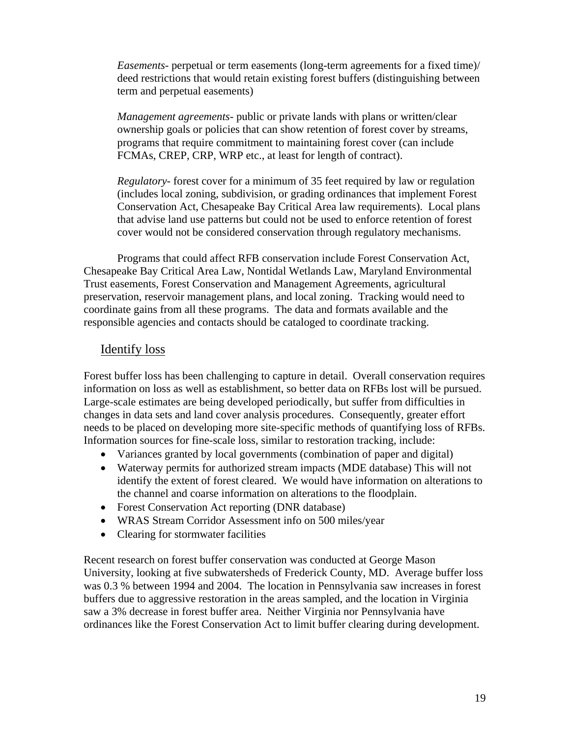*Easements*- perpetual or term easements (long-term agreements for a fixed time)/ deed restrictions that would retain existing forest buffers (distinguishing between term and perpetual easements)

*Management agreements*- public or private lands with plans or written/clear ownership goals or policies that can show retention of forest cover by streams, programs that require commitment to maintaining forest cover (can include FCMAs, CREP, CRP, WRP etc., at least for length of contract).

*Regulatory*- forest cover for a minimum of 35 feet required by law or regulation (includes local zoning, subdivision, or grading ordinances that implement Forest Conservation Act, Chesapeake Bay Critical Area law requirements). Local plans that advise land use patterns but could not be used to enforce retention of forest cover would not be considered conservation through regulatory mechanisms.

Programs that could affect RFB conservation include Forest Conservation Act, Chesapeake Bay Critical Area Law, Nontidal Wetlands Law, Maryland Environmental Trust easements, Forest Conservation and Management Agreements, agricultural preservation, reservoir management plans, and local zoning. Tracking would need to coordinate gains from all these programs. The data and formats available and the responsible agencies and contacts should be cataloged to coordinate tracking.

## Identify loss

Forest buffer loss has been challenging to capture in detail. Overall conservation requires information on loss as well as establishment, so better data on RFBs lost will be pursued. Large-scale estimates are being developed periodically, but suffer from difficulties in changes in data sets and land cover analysis procedures. Consequently, greater effort needs to be placed on developing more site-specific methods of quantifying loss of RFBs. Information sources for fine-scale loss, similar to restoration tracking, include:

- Variances granted by local governments (combination of paper and digital)
- Waterway permits for authorized stream impacts (MDE database) This will not identify the extent of forest cleared. We would have information on alterations to the channel and coarse information on alterations to the floodplain.
- Forest Conservation Act reporting (DNR database)
- WRAS Stream Corridor Assessment info on 500 miles/year
- Clearing for stormwater facilities

Recent research on forest buffer conservation was conducted at George Mason University, looking at five subwatersheds of Frederick County, MD. Average buffer loss was 0.3 % between 1994 and 2004. The location in Pennsylvania saw increases in forest buffers due to aggressive restoration in the areas sampled, and the location in Virginia saw a 3% decrease in forest buffer area. Neither Virginia nor Pennsylvania have ordinances like the Forest Conservation Act to limit buffer clearing during development.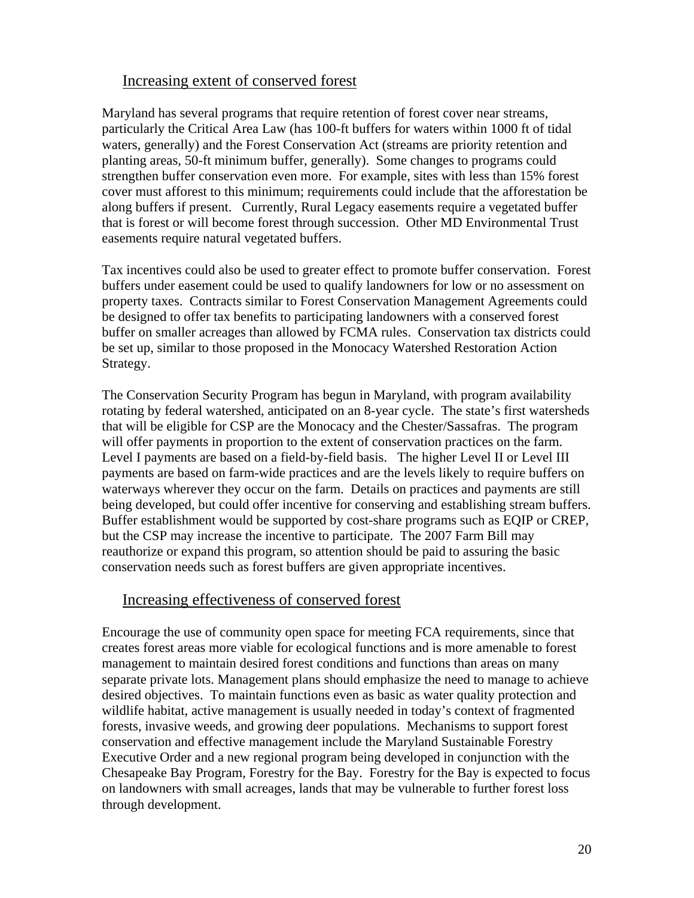## Increasing extent of conserved forest

Maryland has several programs that require retention of forest cover near streams, particularly the Critical Area Law (has 100-ft buffers for waters within 1000 ft of tidal waters, generally) and the Forest Conservation Act (streams are priority retention and planting areas, 50-ft minimum buffer, generally). Some changes to programs could strengthen buffer conservation even more. For example, sites with less than 15% forest cover must afforest to this minimum; requirements could include that the afforestation be along buffers if present. Currently, Rural Legacy easements require a vegetated buffer that is forest or will become forest through succession. Other MD Environmental Trust easements require natural vegetated buffers.

Tax incentives could also be used to greater effect to promote buffer conservation. Forest buffers under easement could be used to qualify landowners for low or no assessment on property taxes. Contracts similar to Forest Conservation Management Agreements could be designed to offer tax benefits to participating landowners with a conserved forest buffer on smaller acreages than allowed by FCMA rules. Conservation tax districts could be set up, similar to those proposed in the Monocacy Watershed Restoration Action Strategy.

The Conservation Security Program has begun in Maryland, with program availability rotating by federal watershed, anticipated on an 8-year cycle. The state's first watersheds that will be eligible for CSP are the Monocacy and the Chester/Sassafras. The program will offer payments in proportion to the extent of conservation practices on the farm. Level I payments are based on a field-by-field basis. The higher Level II or Level III payments are based on farm-wide practices and are the levels likely to require buffers on waterways wherever they occur on the farm. Details on practices and payments are still being developed, but could offer incentive for conserving and establishing stream buffers. Buffer establishment would be supported by cost-share programs such as EQIP or CREP, but the CSP may increase the incentive to participate. The 2007 Farm Bill may reauthorize or expand this program, so attention should be paid to assuring the basic conservation needs such as forest buffers are given appropriate incentives.

## Increasing effectiveness of conserved forest

Encourage the use of community open space for meeting FCA requirements, since that creates forest areas more viable for ecological functions and is more amenable to forest management to maintain desired forest conditions and functions than areas on many separate private lots. Management plans should emphasize the need to manage to achieve desired objectives. To maintain functions even as basic as water quality protection and wildlife habitat, active management is usually needed in today's context of fragmented forests, invasive weeds, and growing deer populations. Mechanisms to support forest conservation and effective management include the Maryland Sustainable Forestry Executive Order and a new regional program being developed in conjunction with the Chesapeake Bay Program, Forestry for the Bay. Forestry for the Bay is expected to focus on landowners with small acreages, lands that may be vulnerable to further forest loss through development.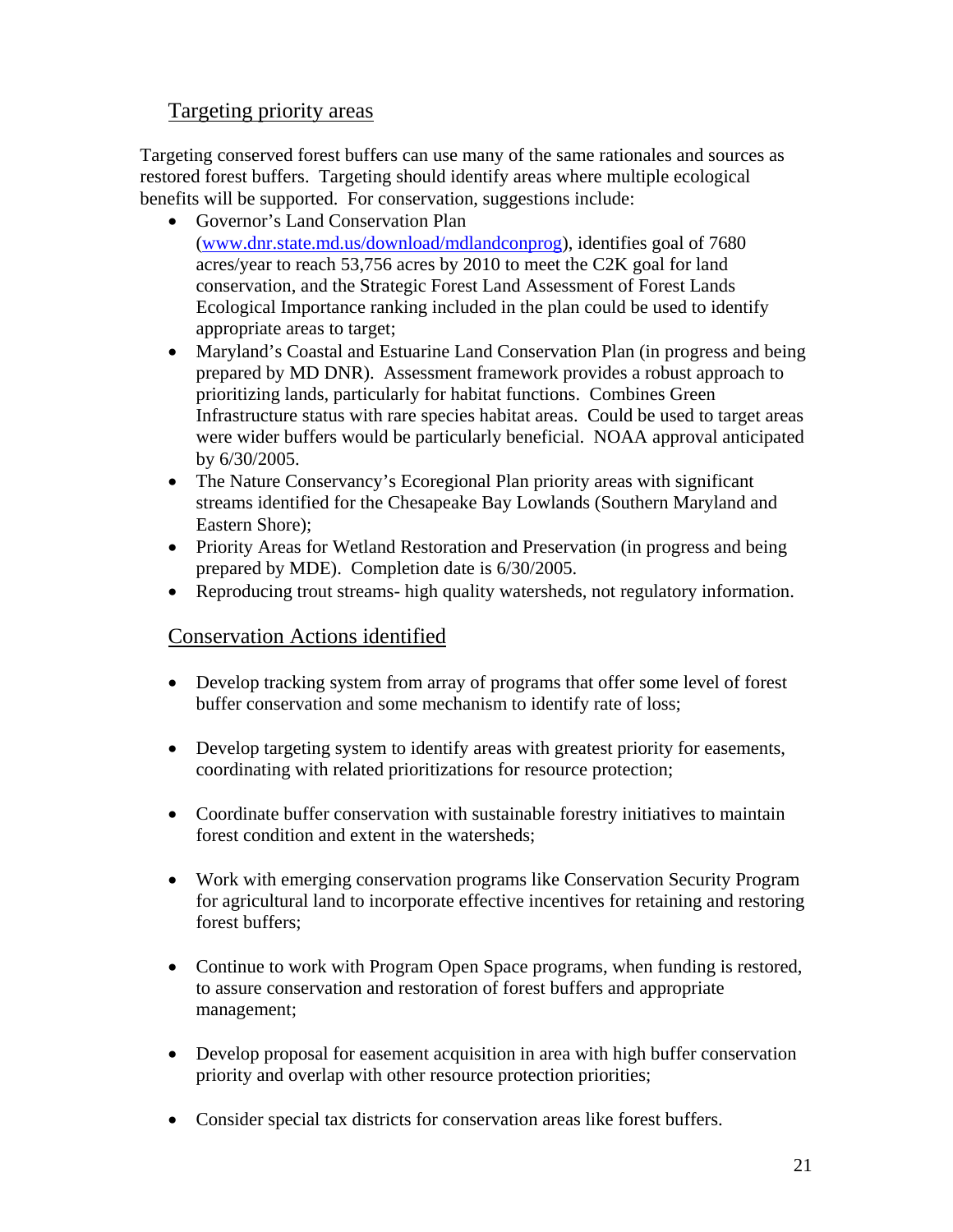## Targeting priority areas

Targeting conserved forest buffers can use many of the same rationales and sources as restored forest buffers. Targeting should identify areas where multiple ecological benefits will be supported. For conservation, suggestions include:

- Governor's Land Conservation Plan ([www.dnr.state.md.us/download/mdlandconprog](www.dnr.state.md.us/download/mdlandconprog)), identifies goal of 7680 acres/year to reach 53,756 acres by 2010 to meet the C2K goal for land conservation, and the Strategic Forest Land Assessment of Forest Lands Ecological Importance ranking included in the plan could be used to identify appropriate areas to target;
- Maryland's Coastal and Estuarine Land Conservation Plan (in progress and being prepared by MD DNR). Assessment framework provides a robust approach to prioritizing lands, particularly for habitat functions. Combines Green Infrastructure status with rare species habitat areas. Could be used to target areas were wider buffers would be particularly beneficial. NOAA approval anticipated by 6/30/2005.
- The Nature Conservancy's Ecoregional Plan priority areas with significant streams identified for the Chesapeake Bay Lowlands (Southern Maryland and Eastern Shore);
- Priority Areas for Wetland Restoration and Preservation (in progress and being prepared by MDE). Completion date is 6/30/2005.
- Reproducing trout streams- high quality watersheds, not regulatory information.

## Conservation Actions identified

- Develop tracking system from array of programs that offer some level of forest buffer conservation and some mechanism to identify rate of loss;
- Develop targeting system to identify areas with greatest priority for easements, coordinating with related prioritizations for resource protection;
- Coordinate buffer conservation with sustainable forestry initiatives to maintain forest condition and extent in the watersheds;
- Work with emerging conservation programs like Conservation Security Program for agricultural land to incorporate effective incentives for retaining and restoring forest buffers;
- Continue to work with Program Open Space programs, when funding is restored, to assure conservation and restoration of forest buffers and appropriate management;
- Develop proposal for easement acquisition in area with high buffer conservation priority and overlap with other resource protection priorities;
- Consider special tax districts for conservation areas like forest buffers.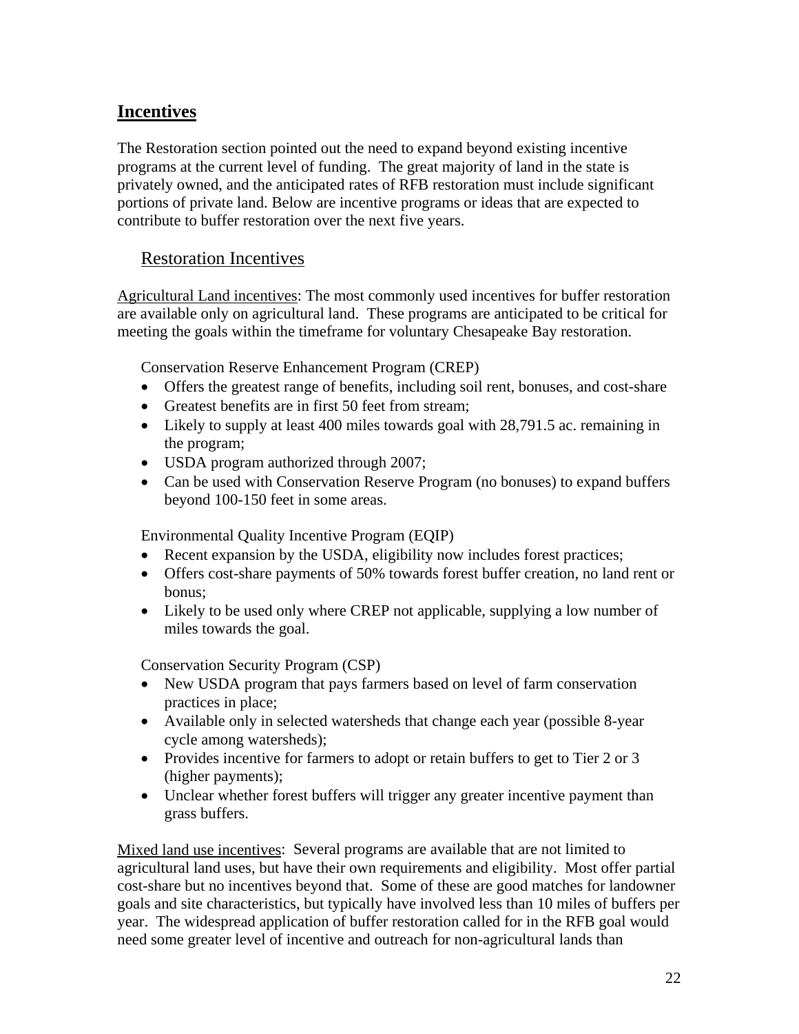## Incentives

The Restoration section pointed out the need to expand beyond existing incentive programs at the current level of funding. The great majority of land in the state is privately owned, and the anticipated rates of RFB restoration must include significant portions of private land. Below are incentive programs or ideas that are expected to contribute to buffer restoration over the next five years.

### Restoration Incentives

Agricultural Land incentives: The most commonly used incentives for buffer restoration are available only on agricultural land. These programs are anticipated to be critical for meeting the goals within the timeframe for voluntary Chesapeake Bay restoration.

Conservation Reserve Enhancement Program (CREP)

- Offers the greatest range of benefits, including soil rent, bonuses, and cost-share
- Greatest benefits are in first 50 feet from stream;
- Likely to supply at least 400 miles towards goal with 28,791.5 ac. remaining in the program;
- USDA program authorized through 2007;
- Can be used with Conservation Reserve Program (no bonuses) to expand buffers beyond 100-150 feet in some areas.

Environmental Quality Incentive Program (EQIP)

- Recent expansion by the USDA, eligibility now includes forest practices;
- Offers cost-share payments of 50% towards forest buffer creation, no land rent or bonus;
- Likely to be used only where CREP not applicable, supplying a low number of miles towards the goal.

Conservation Security Program (CSP)

- New USDA program that pays farmers based on level of farm conservation practices in place;
- Available only in selected watersheds that change each year (possible 8-year cycle among watersheds);
- Provides incentive for farmers to adopt or retain buffers to get to Tier 2 or 3 (higher payments);
- Unclear whether forest buffers will trigger any greater incentive payment than grass buffers.

Mixed land use incentives: Several programs are available that are not limited to agricultural land uses, but have their own requirements and eligibility. Most offer partial cost-share but no incentives beyond that. Some of these are good matches for landowner goals and site characteristics, but typically have involved less than 10 miles of buffers per year. The widespread application of buffer restoration called for in the RFB goal would need some greater level of incentive and outreach for non-agricultural lands than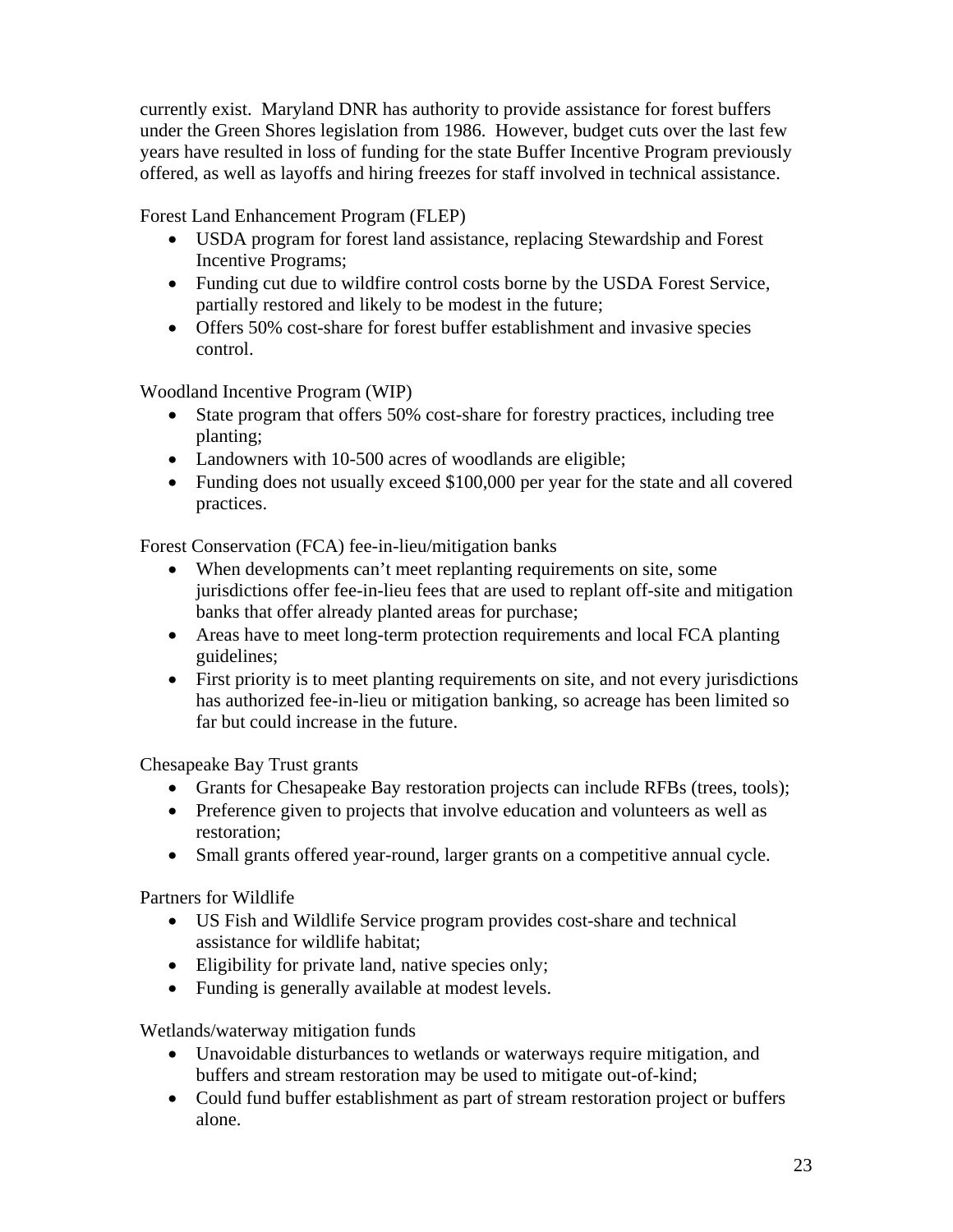currently exist. Maryland DNR has authority to provide assistance for forest buffers under the Green Shores legislation from 1986. However, budget cuts over the last few years have resulted in loss of funding for the state Buffer Incentive Program previously offered, as well as layoffs and hiring freezes for staff involved in technical assistance.

Forest Land Enhancement Program (FLEP)

- USDA program for forest land assistance, replacing Stewardship and Forest Incentive Programs;
- Funding cut due to wildfire control costs borne by the USDA Forest Service, partially restored and likely to be modest in the future;
- Offers 50% cost-share for forest buffer establishment and invasive species control.

Woodland Incentive Program (WIP)

- State program that offers 50% cost-share for forestry practices, including tree planting;
- Landowners with 10-500 acres of woodlands are eligible;
- Funding does not usually exceed $100,000 per year for the state and all covered practices.

Forest Conservation (FCA) fee-in-lieu/mitigation banks

- When developments can't meet replanting requirements on site, some jurisdictions offer fee-in-lieu fees that are used to replant off-site and mitigation banks that offer already planted areas for purchase;
- Areas have to meet long-term protection requirements and local FCA planting guidelines;
- First priority is to meet planting requirements on site, and not every jurisdictions has authorized fee-in-lieu or mitigation banking, so acreage has been limited so far but could increase in the future.

Chesapeake Bay Trust grants

- Grants for Chesapeake Bay restoration projects can include RFBs (trees, tools);
- Preference given to projects that involve education and volunteers as well as restoration;
- Small grants offered year-round, larger grants on a competitive annual cycle.

Partners for Wildlife

- US Fish and Wildlife Service program provides cost-share and technical assistance for wildlife habitat;
- Eligibility for private land, native species only;
- Funding is generally available at modest levels.

Wetlands/waterway mitigation funds

- Unavoidable disturbances to wetlands or waterways require mitigation, and buffers and stream restoration may be used to mitigate out-of-kind;
- Could fund buffer establishment as part of stream restoration project or buffers alone.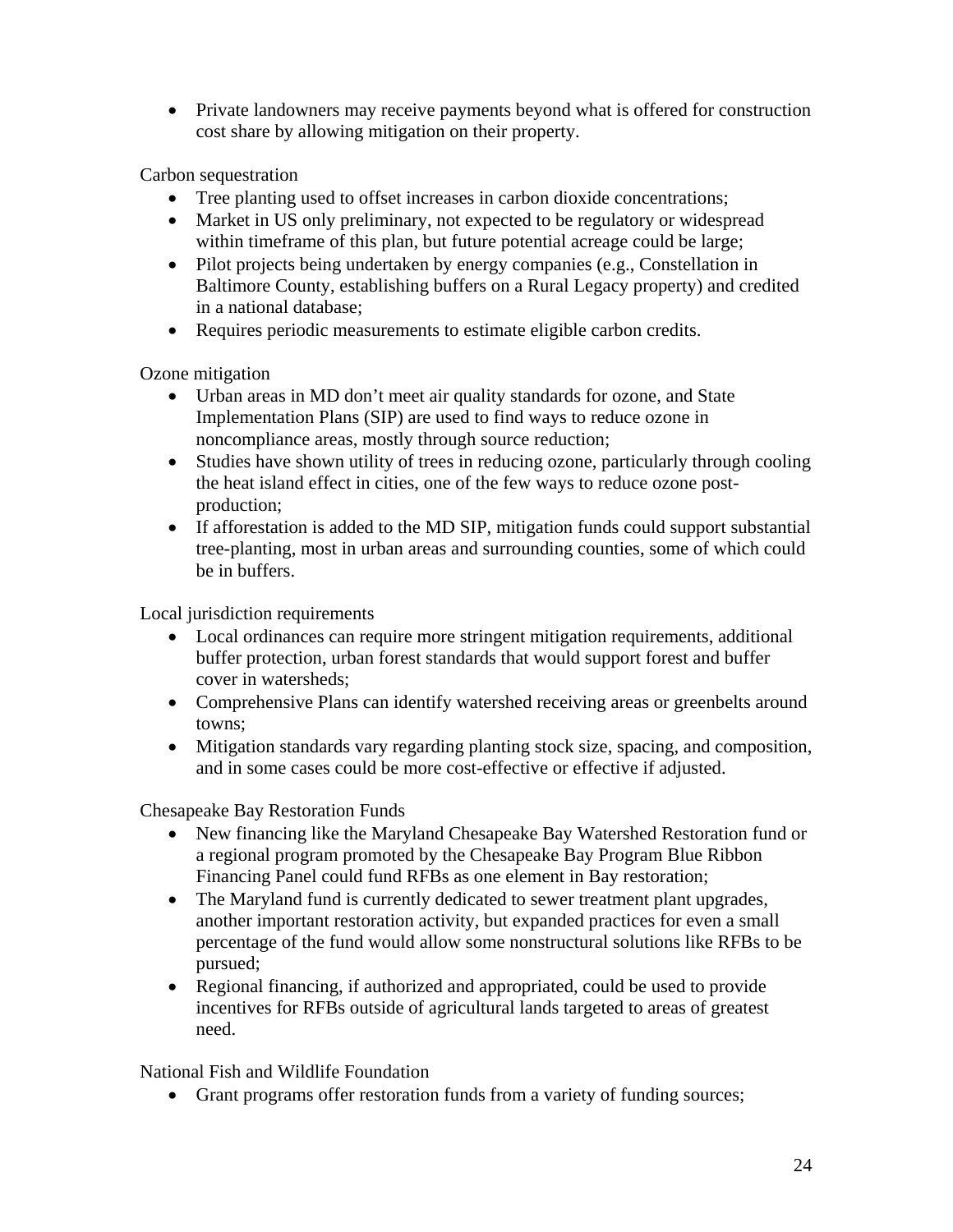- Private landowners may receive payments beyond what is offered for construction cost share by allowing mitigation on their property.

Carbon sequestration

- Tree planting used to offset increases in carbon dioxide concentrations;
- Market in US only preliminary, not expected to be regulatory or widespread within timeframe of this plan, but future potential acreage could be large;
- Pilot projects being undertaken by energy companies (e.g., Constellation in Baltimore County, establishing buffers on a Rural Legacy property) and credited in a national database;
- Requires periodic measurements to estimate eligible carbon credits.

Ozone mitigation

- Urban areas in MD don't meet air quality standards for ozone, and State Implementation Plans (SIP) are used to find ways to reduce ozone in noncompliance areas, mostly through source reduction;
- Studies have shown utility of trees in reducing ozone, particularly through cooling the heat island effect in cities, one of the few ways to reduce ozone post-production;
- If afforestation is added to the MD SIP, mitigation funds could support substantial tree-planting, most in urban areas and surrounding counties, some of which could be in buffers.

Local jurisdiction requirements

- Local ordinances can require more stringent mitigation requirements, additional buffer protection, urban forest standards that would support forest and buffer cover in watersheds;
- Comprehensive Plans can identify watershed receiving areas or greenbelts around towns;
- Mitigation standards vary regarding planting stock size, spacing, and composition, and in some cases could be more cost-effective or effective if adjusted.

Chesapeake Bay Restoration Funds

- New financing like the Maryland Chesapeake Bay Watershed Restoration fund or a regional program promoted by the Chesapeake Bay Program Blue Ribbon Financing Panel could fund RFBs as one element in Bay restoration;
- The Maryland fund is currently dedicated to sewer treatment plant upgrades, another important restoration activity, but expanded practices for even a small percentage of the fund would allow some nonstructural solutions like RFBs to be pursued;
- Regional financing, if authorized and appropriated, could be used to provide incentives for RFBs outside of agricultural lands targeted to areas of greatest need.

National Fish and Wildlife Foundation

- Grant programs offer restoration funds from a variety of funding sources;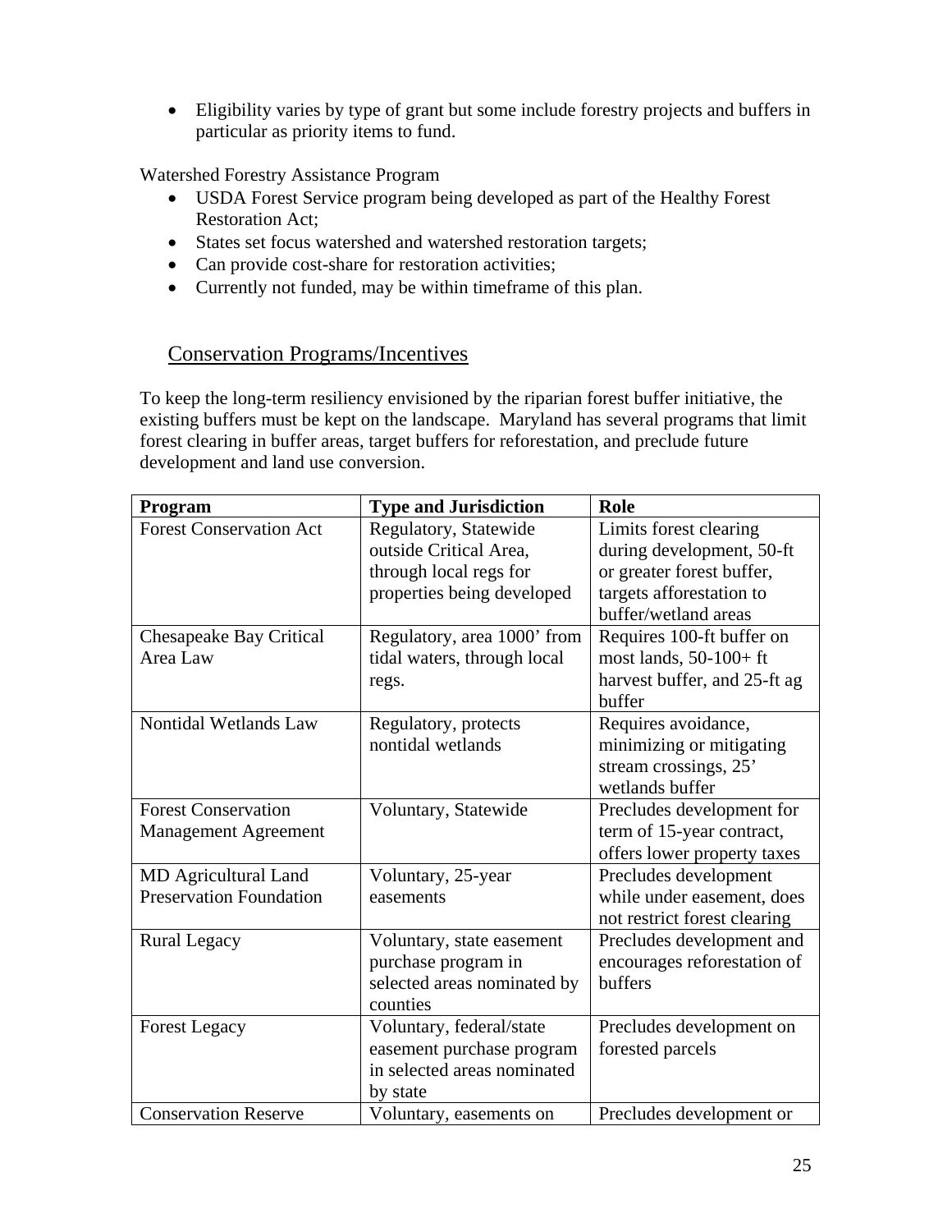- Eligibility varies by type of grant but some include forestry projects and buffers in particular as priority items to fund.

Watershed Forestry Assistance Program

- USDA Forest Service program being developed as part of the Healthy Forest Restoration Act;
- States set focus watershed and watershed restoration targets;
- Can provide cost-share for restoration activities;
- Currently not funded, may be within timeframe of this plan.

## Conservation Programs/Incentives

To keep the long-term resiliency envisioned by the riparian forest buffer initiative, the existing buffers must be kept on the landscape. Maryland has several programs that limit forest clearing in buffer areas, target buffers for reforestation, and preclude future development and land use conversion.

| Program | Type and Jurisdiction | Role |
|---|---|---|
| Forest Conservation Act | Regulatory, Statewide outside Critical Area, through local regs for properties being developed | Limits forest clearing during development, 50-ft or greater forest buffer, targets afforestation to buffer/wetland areas |
| Chesapeake Bay Critical Area Law | Regulatory, area 1000' from tidal waters, through local regs. | Requires 100-ft buffer on most lands, 50-100+ ft harvest buffer, and 25-ft ag buffer |
| Nontidal Wetlands Law | Regulatory, protects nontidal wetlands | Requires avoidance, minimizing or mitigating stream crossings, 25' wetlands buffer |
| Forest Conservation Management Agreement | Voluntary, Statewide | Precludes development for term of 15-year contract, offers lower property taxes |
| MD Agricultural Land Preservation Foundation | Voluntary, 25-year easements | Precludes development while under easement, does not restrict forest clearing |
| Rural Legacy | Voluntary, state easement purchase program in selected areas nominated by counties | Precludes development and encourages reforestation of buffers |
| Forest Legacy | Voluntary, federal/state easement purchase program in selected areas nominated by state | Precludes development on forested parcels |
| Conservation Reserve | Voluntary, easements on | Precludes development or |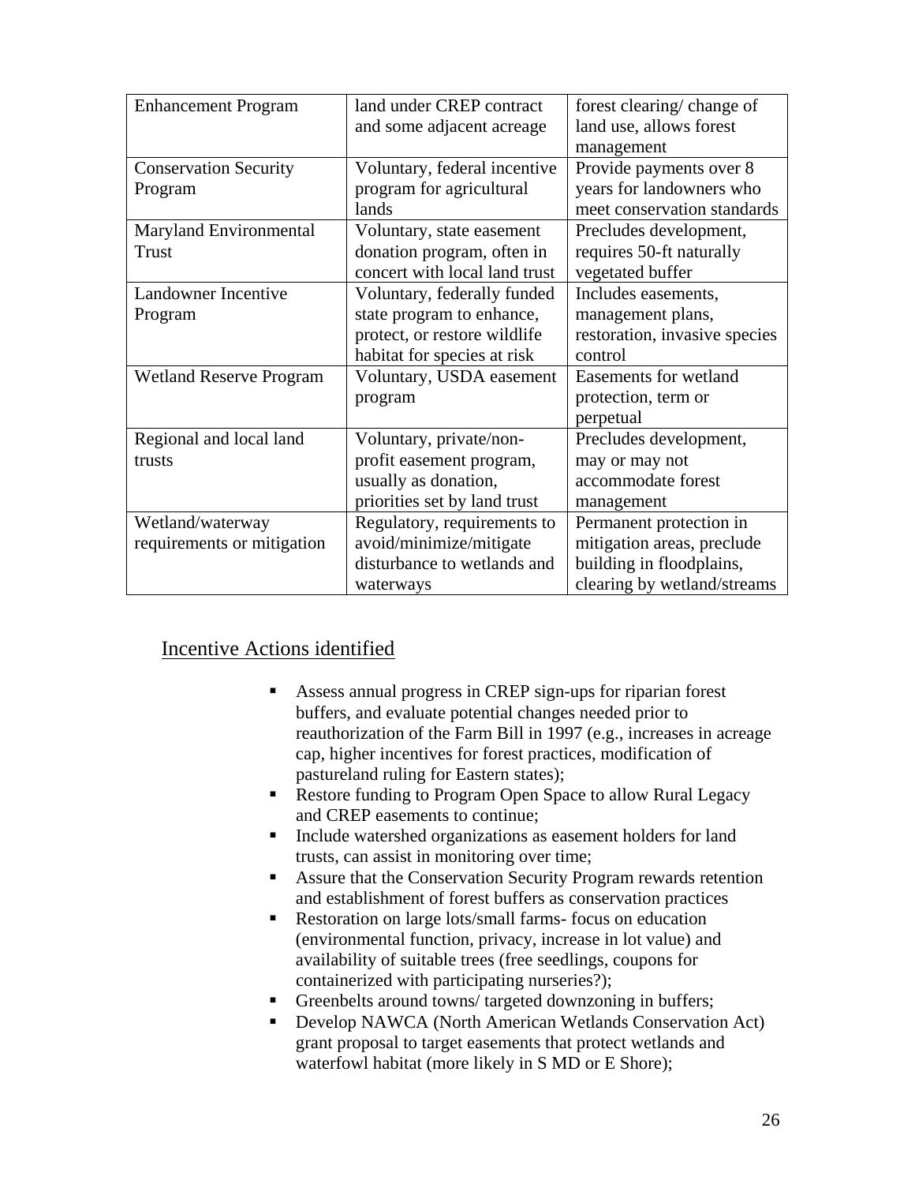| Enhancement Program | land under CREP contract and some adjacent acreage | forest clearing/ change of land use, allows forest management |
|---|---|---|
| Conservation Security Program | Voluntary, federal incentive program for agricultural lands | Provide payments over 8 years for landowners who meet conservation standards |
| Maryland Environmental Trust | Voluntary, state easement donation program, often in concert with local land trust | Precludes development, requires 50-ft naturally vegetated buffer |
| Landowner Incentive Program | Voluntary, federally funded state program to enhance, protect, or restore wildlife habitat for species at risk | Includes easements, management plans, restoration, invasive species control |
| Wetland Reserve Program | Voluntary, USDA easement program | Easements for wetland protection, term or perpetual |
| Regional and local land trusts | Voluntary, private/non-profit easement program, usually as donation, priorities set by land trust | Precludes development, may or may not accommodate forest management |
| Wetland/waterway requirements or mitigation | Regulatory, requirements to avoid/minimize/mitigate disturbance to wetlands and waterways | Permanent protection in mitigation areas, preclude building in floodplains, clearing by wetland/streams |

## Incentive Actions identified

- Assess annual progress in CREP sign-ups for riparian forest buffers, and evaluate potential changes needed prior to reauthorization of the Farm Bill in 1997 (e.g., increases in acreage cap, higher incentives for forest practices, modification of pastureland ruling for Eastern states);
- Restore funding to Program Open Space to allow Rural Legacy and CREP easements to continue;
- Include watershed organizations as easement holders for land trusts, can assist in monitoring over time;
- Assure that the Conservation Security Program rewards retention and establishment of forest buffers as conservation practices
- Restoration on large lots/small farms- focus on education (environmental function, privacy, increase in lot value) and availability of suitable trees (free seedlings, coupons for containerized with participating nurseries?);
- Greenbelts around towns/ targeted downzoning in buffers;
- Develop NAWCA (North American Wetlands Conservation Act) grant proposal to target easements that protect wetlands and waterfowl habitat (more likely in S MD or E Shore);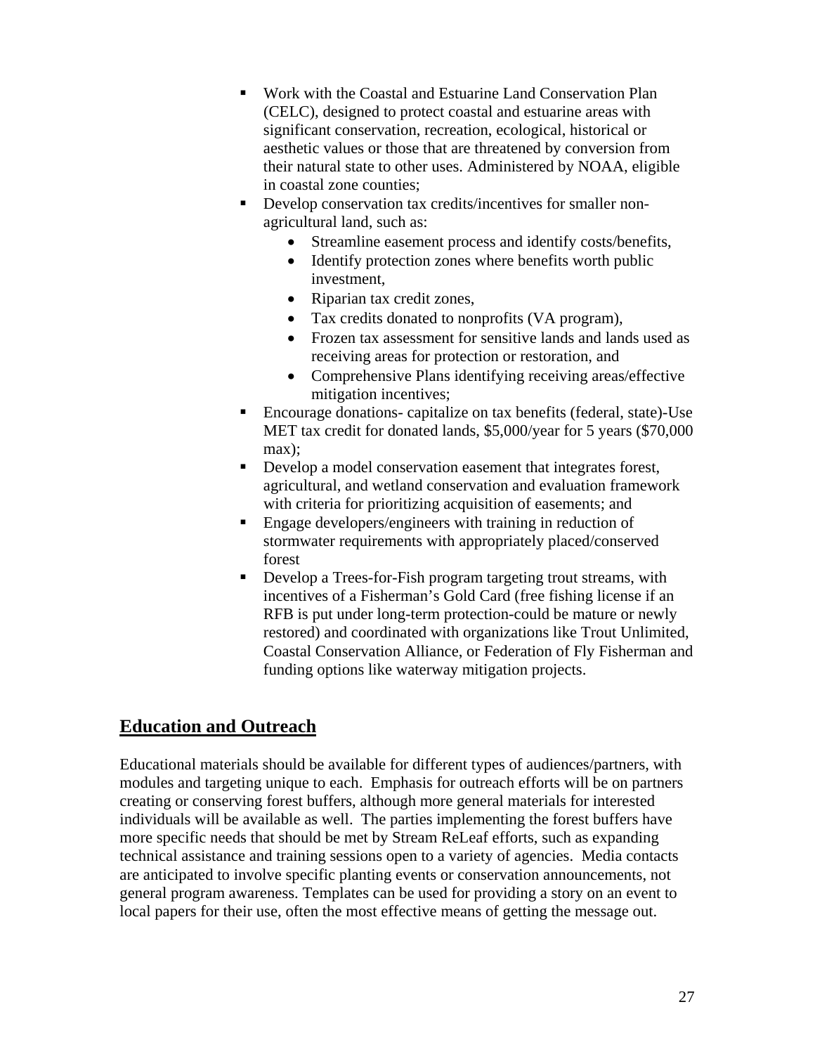- Work with the Coastal and Estuarine Land Conservation Plan (CELC), designed to protect coastal and estuarine areas with significant conservation, recreation, ecological, historical or aesthetic values or those that are threatened by conversion from their natural state to other uses. Administered by NOAA, eligible in coastal zone counties;
- Develop conservation tax credits/incentives for smaller non-agricultural land, such as:
  - Streamline easement process and identify costs/benefits,
  - Identify protection zones where benefits worth public investment,
  - Riparian tax credit zones,
  - Tax credits donated to nonprofits (VA program),
  - Frozen tax assessment for sensitive lands and lands used as receiving areas for protection or restoration, and
  - Comprehensive Plans identifying receiving areas/effective mitigation incentives;
- Encourage donations- capitalize on tax benefits (federal, state)-Use MET tax credit for donated lands, $5,000/year for 5 years ($70,000 max);
- Develop a model conservation easement that integrates forest, agricultural, and wetland conservation and evaluation framework with criteria for prioritizing acquisition of easements; and
- Engage developers/engineers with training in reduction of stormwater requirements with appropriately placed/conserved forest
- Develop a Trees-for-Fish program targeting trout streams, with incentives of a Fisherman's Gold Card (free fishing license if an RFB is put under long-term protection-could be mature or newly restored) and coordinated with organizations like Trout Unlimited, Coastal Conservation Alliance, or Federation of Fly Fisherman and funding options like waterway mitigation projects.

## Education and Outreach

Educational materials should be available for different types of audiences/partners, with modules and targeting unique to each. Emphasis for outreach efforts will be on partners creating or conserving forest buffers, although more general materials for interested individuals will be available as well. The parties implementing the forest buffers have more specific needs that should be met by Stream ReLeaf efforts, such as expanding technical assistance and training sessions open to a variety of agencies. Media contacts are anticipated to involve specific planting events or conservation announcements, not general program awareness. Templates can be used for providing a story on an event to local papers for their use, often the most effective means of getting the message out.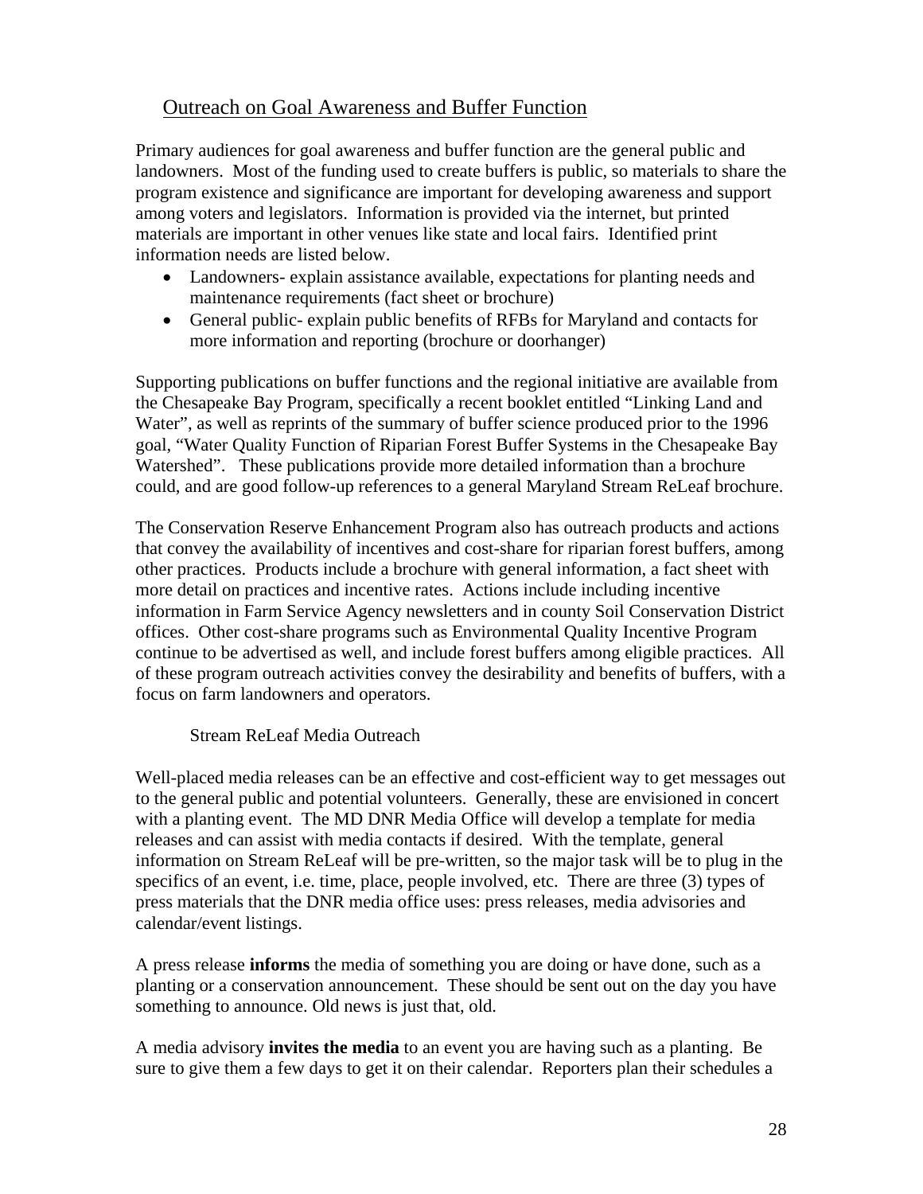## Outreach on Goal Awareness and Buffer Function

Primary audiences for goal awareness and buffer function are the general public and landowners. Most of the funding used to create buffers is public, so materials to share the program existence and significance are important for developing awareness and support among voters and legislators. Information is provided via the internet, but printed materials are important in other venues like state and local fairs. Identified print information needs are listed below.

- Landowners- explain assistance available, expectations for planting needs and maintenance requirements (fact sheet or brochure)
- General public- explain public benefits of RFBs for Maryland and contacts for more information and reporting (brochure or doorhanger)

Supporting publications on buffer functions and the regional initiative are available from the Chesapeake Bay Program, specifically a recent booklet entitled "Linking Land and Water", as well as reprints of the summary of buffer science produced prior to the 1996 goal, "Water Quality Function of Riparian Forest Buffer Systems in the Chesapeake Bay Watershed". These publications provide more detailed information than a brochure could, and are good follow-up references to a general Maryland Stream ReLeaf brochure.

The Conservation Reserve Enhancement Program also has outreach products and actions that convey the availability of incentives and cost-share for riparian forest buffers, among other practices. Products include a brochure with general information, a fact sheet with more detail on practices and incentive rates. Actions include including incentive information in Farm Service Agency newsletters and in county Soil Conservation District offices. Other cost-share programs such as Environmental Quality Incentive Program continue to be advertised as well, and include forest buffers among eligible practices. All of these program outreach activities convey the desirability and benefits of buffers, with a focus on farm landowners and operators.

### Stream ReLeaf Media Outreach

Well-placed media releases can be an effective and cost-efficient way to get messages out to the general public and potential volunteers. Generally, these are envisioned in concert with a planting event. The MD DNR Media Office will develop a template for media releases and can assist with media contacts if desired. With the template, general information on Stream ReLeaf will be pre-written, so the major task will be to plug in the specifics of an event, i.e. time, place, people involved, etc. There are three (3) types of press materials that the DNR media office uses: press releases, media advisories and calendar/event listings.

A press release **informs** the media of something you are doing or have done, such as a planting or a conservation announcement. These should be sent out on the day you have something to announce. Old news is just that, old.

A media advisory **invites the media** to an event you are having such as a planting. Be sure to give them a few days to get it on their calendar. Reporters plan their schedules a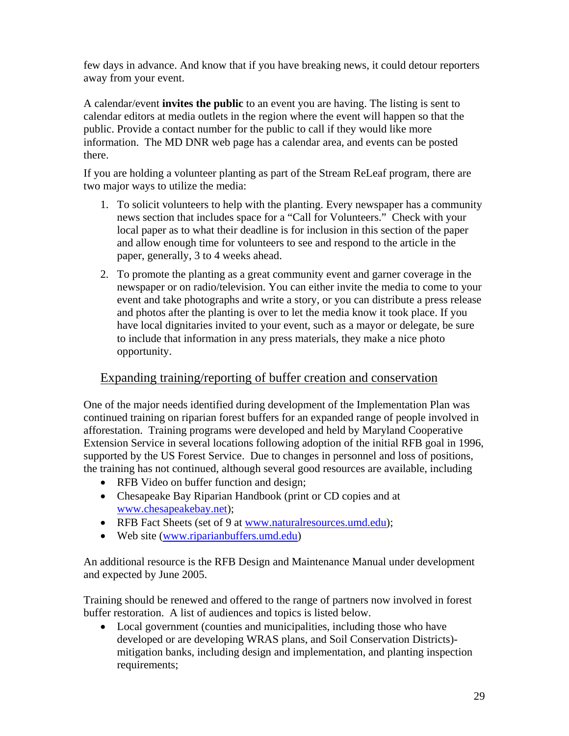few days in advance. And know that if you have breaking news, it could detour reporters away from your event.

A calendar/event **invites the public** to an event you are having. The listing is sent to calendar editors at media outlets in the region where the event will happen so that the public. Provide a contact number for the public to call if they would like more information. The MD DNR web page has a calendar area, and events can be posted there.

If you are holding a volunteer planting as part of the Stream ReLeaf program, there are two major ways to utilize the media:

1. To solicit volunteers to help with the planting. Every newspaper has a community news section that includes space for a "Call for Volunteers." Check with your local paper as to what their deadline is for inclusion in this section of the paper and allow enough time for volunteers to see and respond to the article in the paper, generally, 3 to 4 weeks ahead.
2. To promote the planting as a great community event and garner coverage in the newspaper or on radio/television. You can either invite the media to come to your event and take photographs and write a story, or you can distribute a press release and photos after the planting is over to let the media know it took place. If you have local dignitaries invited to your event, such as a mayor or delegate, be sure to include that information in any press materials, they make a nice photo opportunity.

## Expanding training/reporting of buffer creation and conservation

One of the major needs identified during development of the Implementation Plan was continued training on riparian forest buffers for an expanded range of people involved in afforestation. Training programs were developed and held by Maryland Cooperative Extension Service in several locations following adoption of the initial RFB goal in 1996, supported by the US Forest Service. Due to changes in personnel and loss of positions, the training has not continued, although several good resources are available, including

- RFB Video on buffer function and design;
- Chesapeake Bay Riparian Handbook (print or CD copies and at www.chesapeakebay.net);
- RFB Fact Sheets (set of 9 at www.naturalresources.umd.edu);
- Web site (www.riparianbuffers.umd.edu)

An additional resource is the RFB Design and Maintenance Manual under development and expected by June 2005.

Training should be renewed and offered to the range of partners now involved in forest buffer restoration. A list of audiences and topics is listed below.

- Local government (counties and municipalities, including those who have developed or are developing WRAS plans, and Soil Conservation Districts)-mitigation banks, including design and implementation, and planting inspection requirements;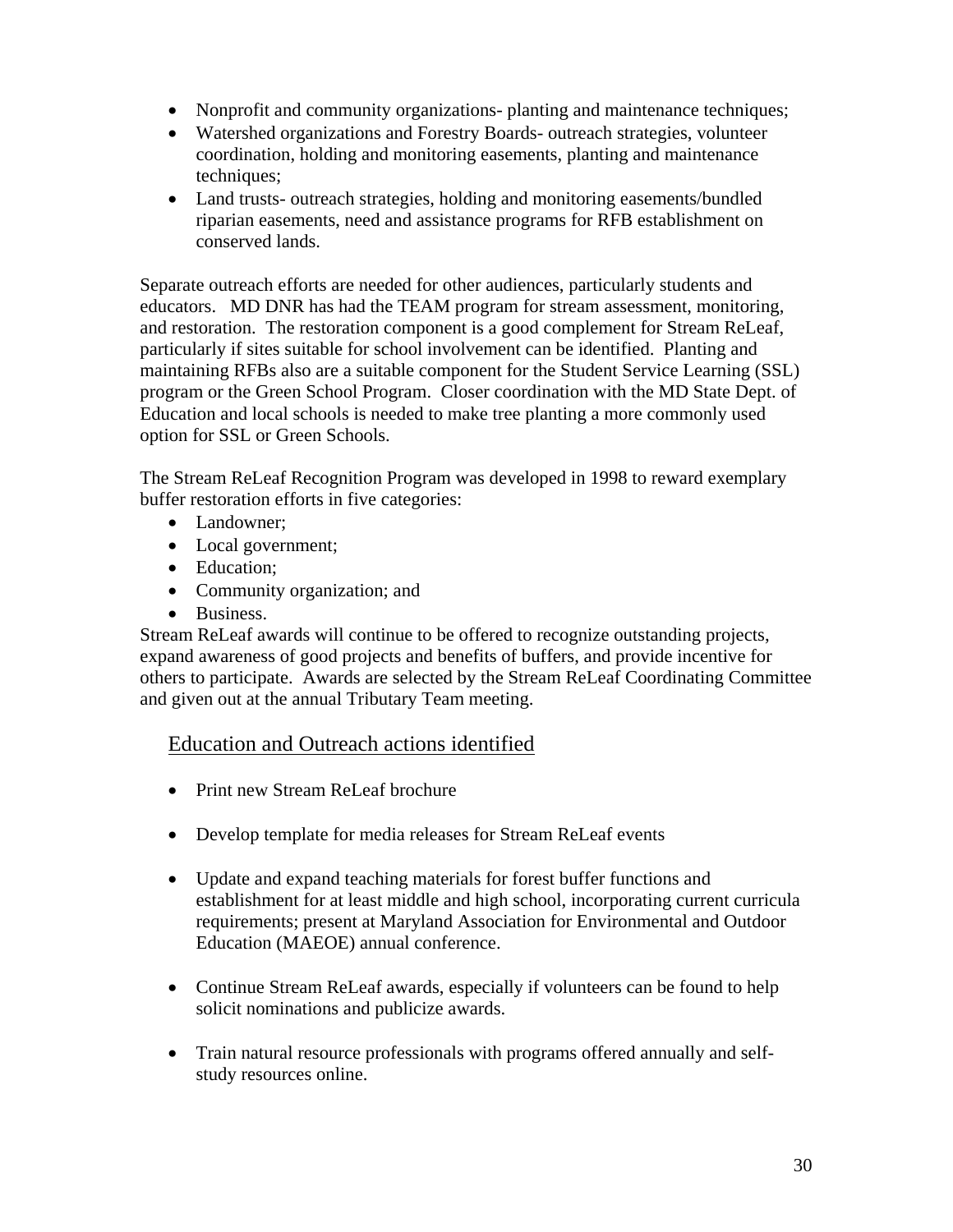- Nonprofit and community organizations- planting and maintenance techniques;
- Watershed organizations and Forestry Boards- outreach strategies, volunteer coordination, holding and monitoring easements, planting and maintenance techniques;
- Land trusts- outreach strategies, holding and monitoring easements/bundled riparian easements, need and assistance programs for RFB establishment on conserved lands.

Separate outreach efforts are needed for other audiences, particularly students and educators. MD DNR has had the TEAM program for stream assessment, monitoring, and restoration. The restoration component is a good complement for Stream ReLeaf, particularly if sites suitable for school involvement can be identified. Planting and maintaining RFBs also are a suitable component for the Student Service Learning (SSL) program or the Green School Program. Closer coordination with the MD State Dept. of Education and local schools is needed to make tree planting a more commonly used option for SSL or Green Schools.

The Stream ReLeaf Recognition Program was developed in 1998 to reward exemplary buffer restoration efforts in five categories:

- Landowner;
- Local government;
- Education;
- Community organization; and
- Business.

Stream ReLeaf awards will continue to be offered to recognize outstanding projects, expand awareness of good projects and benefits of buffers, and provide incentive for others to participate. Awards are selected by the Stream ReLeaf Coordinating Committee and given out at the annual Tributary Team meeting.

## Education and Outreach actions identified

- Print new Stream ReLeaf brochure
- Develop template for media releases for Stream ReLeaf events
- Update and expand teaching materials for forest buffer functions and establishment for at least middle and high school, incorporating current curricula requirements; present at Maryland Association for Environmental and Outdoor Education (MAEOE) annual conference.
- Continue Stream ReLeaf awards, especially if volunteers can be found to help solicit nominations and publicize awards.
- Train natural resource professionals with programs offered annually and self-study resources online.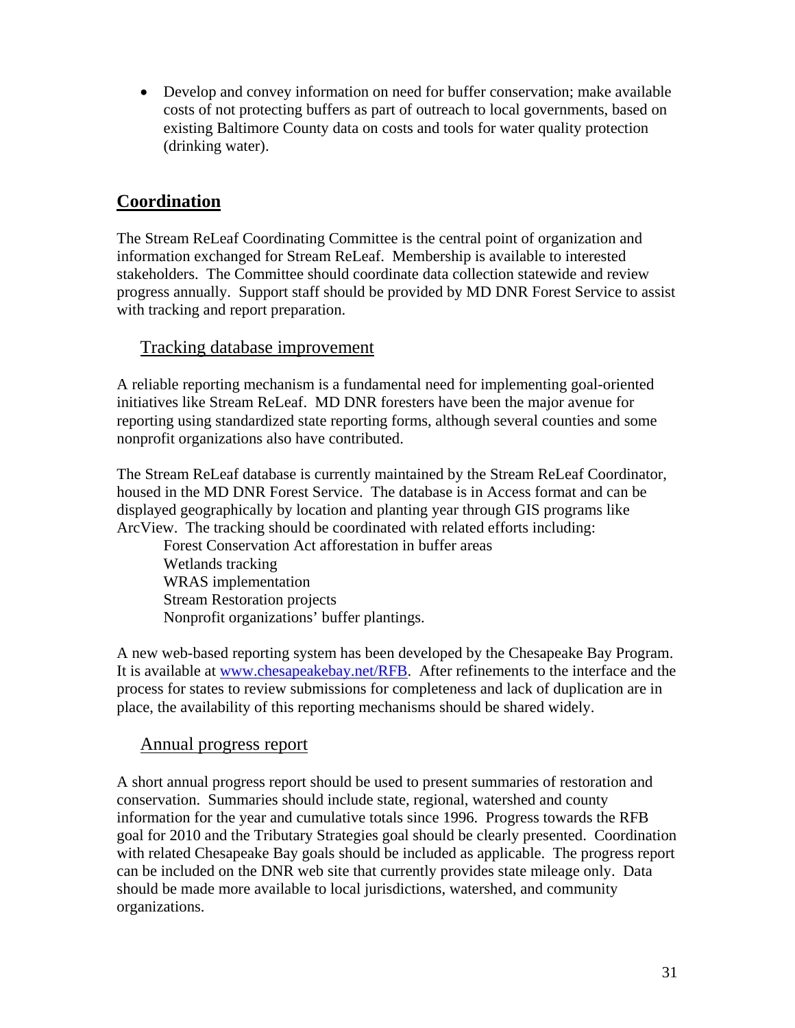- Develop and convey information on need for buffer conservation; make available costs of not protecting buffers as part of outreach to local governments, based on existing Baltimore County data on costs and tools for water quality protection (drinking water).

## Coordination

The Stream ReLeaf Coordinating Committee is the central point of organization and information exchanged for Stream ReLeaf. Membership is available to interested stakeholders. The Committee should coordinate data collection statewide and review progress annually. Support staff should be provided by MD DNR Forest Service to assist with tracking and report preparation.

### Tracking database improvement

A reliable reporting mechanism is a fundamental need for implementing goal-oriented initiatives like Stream ReLeaf. MD DNR foresters have been the major avenue for reporting using standardized state reporting forms, although several counties and some nonprofit organizations also have contributed.

The Stream ReLeaf database is currently maintained by the Stream ReLeaf Coordinator, housed in the MD DNR Forest Service. The database is in Access format and can be displayed geographically by location and planting year through GIS programs like ArcView. The tracking should be coordinated with related efforts including:

Forest Conservation Act afforestation in buffer areas
Wetlands tracking
WRAS implementation
Stream Restoration projects
Nonprofit organizations' buffer plantings.

A new web-based reporting system has been developed by the Chesapeake Bay Program. It is available at www.chesapeakebay.net/RFB. After refinements to the interface and the process for states to review submissions for completeness and lack of duplication are in place, the availability of this reporting mechanisms should be shared widely.

### Annual progress report

A short annual progress report should be used to present summaries of restoration and conservation. Summaries should include state, regional, watershed and county information for the year and cumulative totals since 1996. Progress towards the RFB goal for 2010 and the Tributary Strategies goal should be clearly presented. Coordination with related Chesapeake Bay goals should be included as applicable. The progress report can be included on the DNR web site that currently provides state mileage only. Data should be made more available to local jurisdictions, watershed, and community organizations.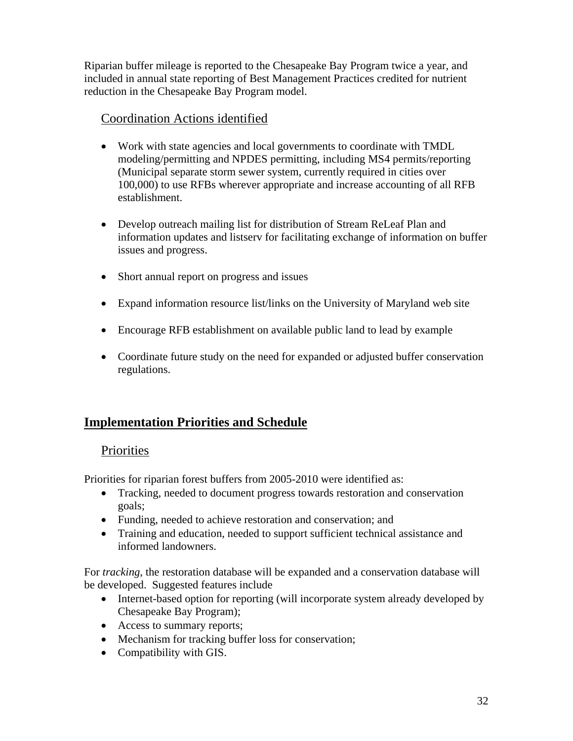Riparian buffer mileage is reported to the Chesapeake Bay Program twice a year, and included in annual state reporting of Best Management Practices credited for nutrient reduction in the Chesapeake Bay Program model.

### Coordination Actions identified

- Work with state agencies and local governments to coordinate with TMDL modeling/permitting and NPDES permitting, including MS4 permits/reporting (Municipal separate storm sewer system, currently required in cities over 100,000) to use RFBs wherever appropriate and increase accounting of all RFB establishment.

- Develop outreach mailing list for distribution of Stream ReLeaf Plan and information updates and listserv for facilitating exchange of information on buffer issues and progress.

- Short annual report on progress and issues

- Expand information resource list/links on the University of Maryland web site

- Encourage RFB establishment on available public land to lead by example

- Coordinate future study on the need for expanded or adjusted buffer conservation regulations.

## Implementation Priorities and Schedule

### Priorities

Priorities for riparian forest buffers from 2005-2010 were identified as:

- Tracking, needed to document progress towards restoration and conservation goals;
- Funding, needed to achieve restoration and conservation; and
- Training and education, needed to support sufficient technical assistance and informed landowners.

For *tracking*, the restoration database will be expanded and a conservation database will be developed. Suggested features include

- Internet-based option for reporting (will incorporate system already developed by Chesapeake Bay Program);
- Access to summary reports;
- Mechanism for tracking buffer loss for conservation;
- Compatibility with GIS.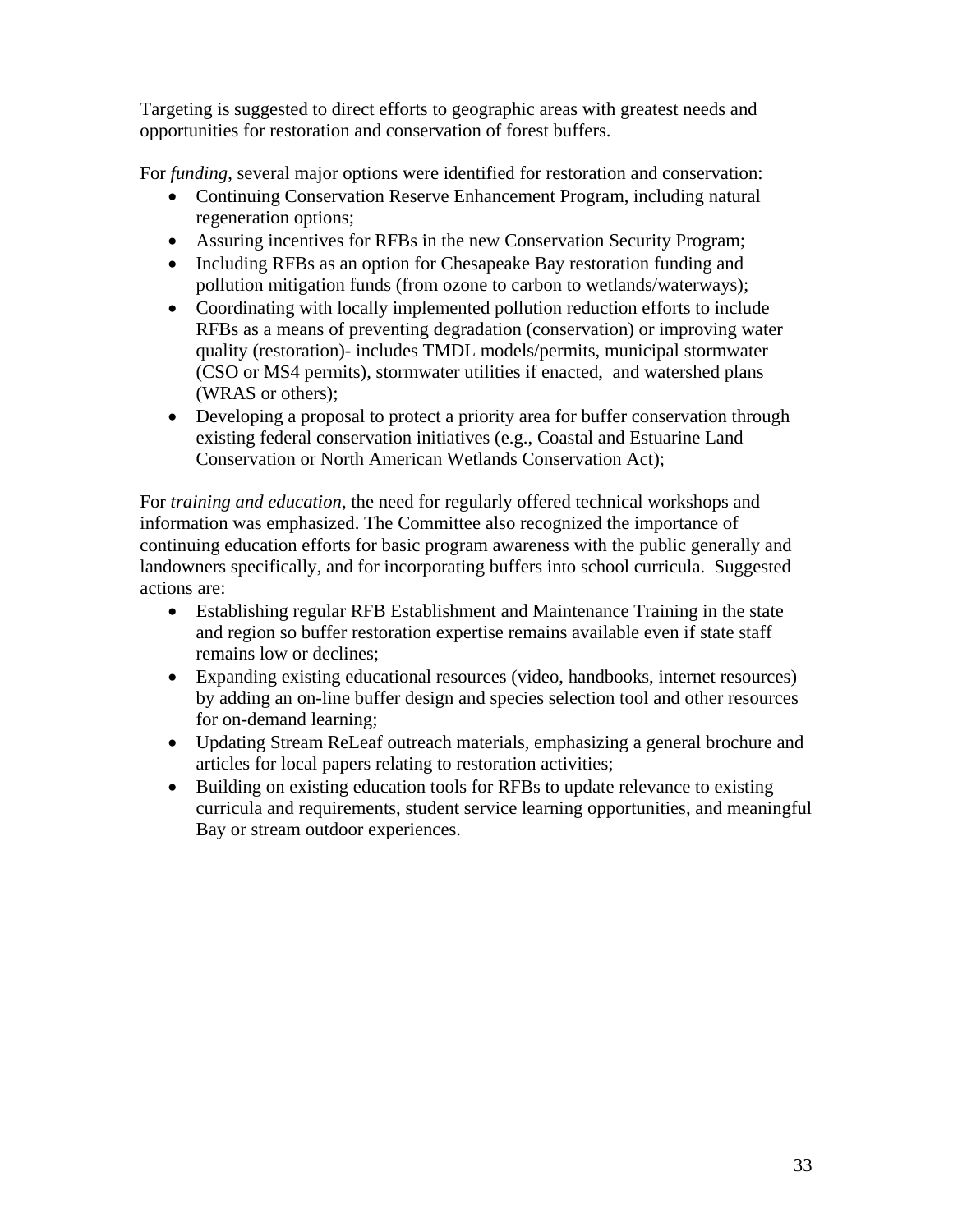Targeting is suggested to direct efforts to geographic areas with greatest needs and opportunities for restoration and conservation of forest buffers.

For *funding*, several major options were identified for restoration and conservation:

- Continuing Conservation Reserve Enhancement Program, including natural regeneration options;
- Assuring incentives for RFBs in the new Conservation Security Program;
- Including RFBs as an option for Chesapeake Bay restoration funding and pollution mitigation funds (from ozone to carbon to wetlands/waterways);
- Coordinating with locally implemented pollution reduction efforts to include RFBs as a means of preventing degradation (conservation) or improving water quality (restoration)- includes TMDL models/permits, municipal stormwater (CSO or MS4 permits), stormwater utilities if enacted, and watershed plans (WRAS or others);
- Developing a proposal to protect a priority area for buffer conservation through existing federal conservation initiatives (e.g., Coastal and Estuarine Land Conservation or North American Wetlands Conservation Act);

For *training and education*, the need for regularly offered technical workshops and information was emphasized. The Committee also recognized the importance of continuing education efforts for basic program awareness with the public generally and landowners specifically, and for incorporating buffers into school curricula. Suggested actions are:

- Establishing regular RFB Establishment and Maintenance Training in the state and region so buffer restoration expertise remains available even if state staff remains low or declines;
- Expanding existing educational resources (video, handbooks, internet resources) by adding an on-line buffer design and species selection tool and other resources for on-demand learning;
- Updating Stream ReLeaf outreach materials, emphasizing a general brochure and articles for local papers relating to restoration activities;
- Building on existing education tools for RFBs to update relevance to existing curricula and requirements, student service learning opportunities, and meaningful Bay or stream outdoor experiences.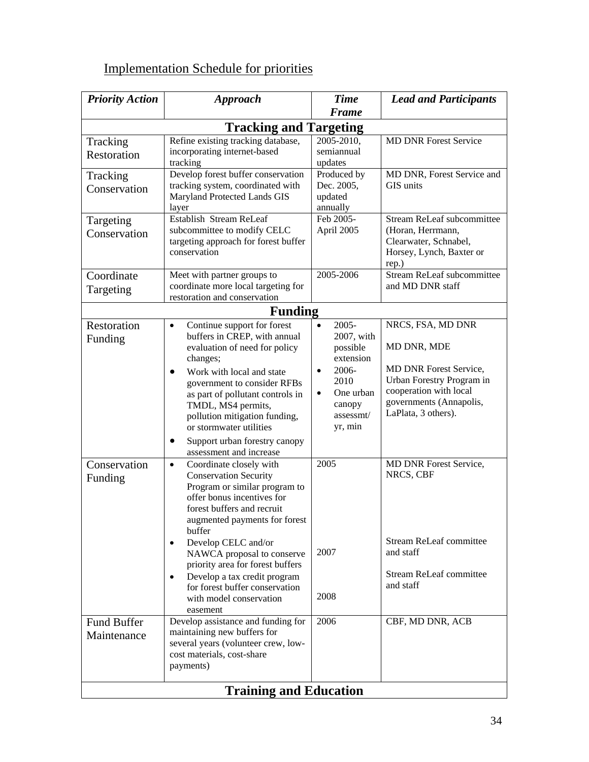Implementation Schedule for priorities

| *Priority Action* | *Approach* | *Time Frame* | *Lead and Participants* |
|---|---|---|---|
| **Tracking and Targeting** | | | |
| Tracking Restoration | Refine existing tracking database, incorporating internet-based tracking | 2005-2010, semiannual updates | MD DNR Forest Service |
| Tracking Conservation | Develop forest buffer conservation tracking system, coordinated with Maryland Protected Lands GIS layer | Produced by Dec. 2005, updated annually | MD DNR, Forest Service and GIS units |
| Targeting Conservation | Establish Stream ReLeaf subcommittee to modify CELC targeting approach for forest buffer conservation | Feb 2005-April 2005 | Stream ReLeaf subcommittee (Horan, Herrmann, Clearwater, Schnabel, Horsey, Lynch, Baxter or rep.) |
| Coordinate Targeting | Meet with partner groups to coordinate more local targeting for restoration and conservation | 2005-2006 | Stream ReLeaf subcommittee and MD DNR staff |
| **Funding** | | | |
| Restoration Funding | • Continue support for forest buffers in CREP, with annual evaluation of need for policy changes;<br>• Work with local and state government to consider RFBs as part of pollutant controls in TMDL, MS4 permits, pollution mitigation funding, or stormwater utilities<br>• Support urban forestry canopy assessment and increase | • 2005-2007, with possible extension<br>• 2006-2010<br>• One urban canopy assessmt/ yr, min | NRCS, FSA, MD DNR<br><br>MD DNR, MDE<br><br>MD DNR Forest Service, Urban Forestry Program in cooperation with local governments (Annapolis, LaPlata, 3 others). |
| Conservation Funding | • Coordinate closely with Conservation Security Program or similar program to offer bonus incentives for forest buffers and recruit augmented payments for forest buffer<br>• Develop CELC and/or NAWCA proposal to conserve priority area for forest buffers<br>• Develop a tax credit program for forest buffer conservation with model conservation easement | 2005<br><br>2007<br><br>2008 | MD DNR Forest Service, NRCS, CBF<br><br>Stream ReLeaf committee and staff<br><br>Stream ReLeaf committee and staff |
| Fund Buffer Maintenance | Develop assistance and funding for maintaining new buffers for several years (volunteer crew, low-cost materials, cost-share payments) | 2006 | CBF, MD DNR, ACB |
| **Training and Education** | | | |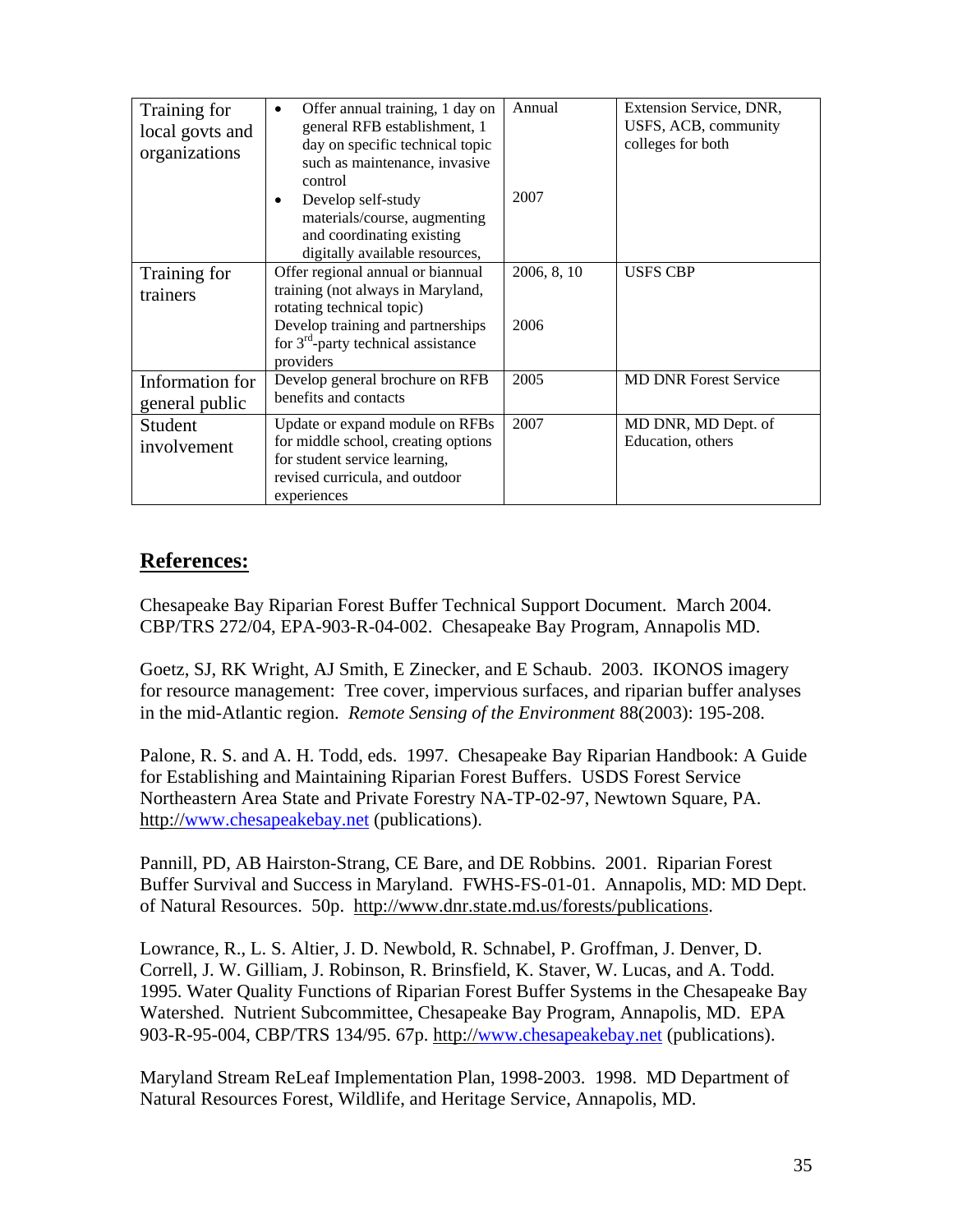| Training for local govts and organizations | • Offer annual training, 1 day on general RFB establishment, 1 day on specific technical topic such as maintenance, invasive control<br>• Develop self-study materials/course, augmenting and coordinating existing digitally available resources, | Annual<br><br>2007 | Extension Service, DNR, USFS, ACB, community colleges for both |
|---|---|---|---|
| Training for trainers | Offer regional annual or biannual training (not always in Maryland, rotating technical topic)<br>Develop training and partnerships for 3rd-party technical assistance providers | 2006, 8, 10<br><br>2006 | USFS CBP |
| Information for general public | Develop general brochure on RFB benefits and contacts | 2005 | MD DNR Forest Service |
| Student involvement | Update or expand module on RFBs for middle school, creating options for student service learning, revised curricula, and outdoor experiences | 2007 | MD DNR, MD Dept. of Education, others |

## References:

Chesapeake Bay Riparian Forest Buffer Technical Support Document. March 2004. CBP/TRS 272/04, EPA-903-R-04-002. Chesapeake Bay Program, Annapolis MD.

Goetz, SJ, RK Wright, AJ Smith, E Zinecker, and E Schaub. 2003. IKONOS imagery for resource management: Tree cover, impervious surfaces, and riparian buffer analyses in the mid-Atlantic region. *Remote Sensing of the Environment* 88(2003): 195-208.

Palone, R. S. and A. H. Todd, eds. 1997. Chesapeake Bay Riparian Handbook: A Guide for Establishing and Maintaining Riparian Forest Buffers. USDS Forest Service Northeastern Area State and Private Forestry NA-TP-02-97, Newtown Square, PA. http://www.chesapeakebay.net (publications).

Pannill, PD, AB Hairston-Strang, CE Bare, and DE Robbins. 2001. Riparian Forest Buffer Survival and Success in Maryland. FWHS-FS-01-01. Annapolis, MD: MD Dept. of Natural Resources. 50p. http://www.dnr.state.md.us/forests/publications.

Lowrance, R., L. S. Altier, J. D. Newbold, R. Schnabel, P. Groffman, J. Denver, D. Correll, J. W. Gilliam, J. Robinson, R. Brinsfield, K. Staver, W. Lucas, and A. Todd. 1995. Water Quality Functions of Riparian Forest Buffer Systems in the Chesapeake Bay Watershed. Nutrient Subcommittee, Chesapeake Bay Program, Annapolis, MD. EPA 903-R-95-004, CBP/TRS 134/95. 67p. http://www.chesapeakebay.net (publications).

Maryland Stream ReLeaf Implementation Plan, 1998-2003. 1998. MD Department of Natural Resources Forest, Wildlife, and Heritage Service, Annapolis, MD.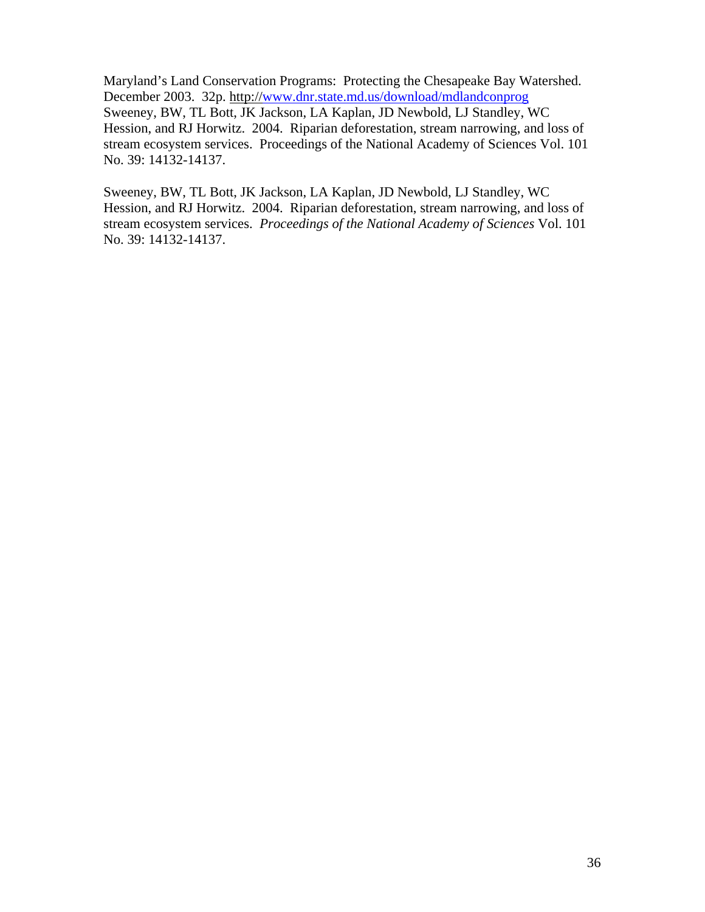Maryland's Land Conservation Programs: Protecting the Chesapeake Bay Watershed. December 2003. 32p. http://www.dnr.state.md.us/download/mdlandconprog
Sweeney, BW, TL Bott, JK Jackson, LA Kaplan, JD Newbold, LJ Standley, WC Hession, and RJ Horwitz. 2004. Riparian deforestation, stream narrowing, and loss of stream ecosystem services. Proceedings of the National Academy of Sciences Vol. 101 No. 39: 14132-14137.

Sweeney, BW, TL Bott, JK Jackson, LA Kaplan, JD Newbold, LJ Standley, WC Hession, and RJ Horwitz. 2004. Riparian deforestation, stream narrowing, and loss of stream ecosystem services. *Proceedings of the National Academy of Sciences* Vol. 101 No. 39: 14132-14137.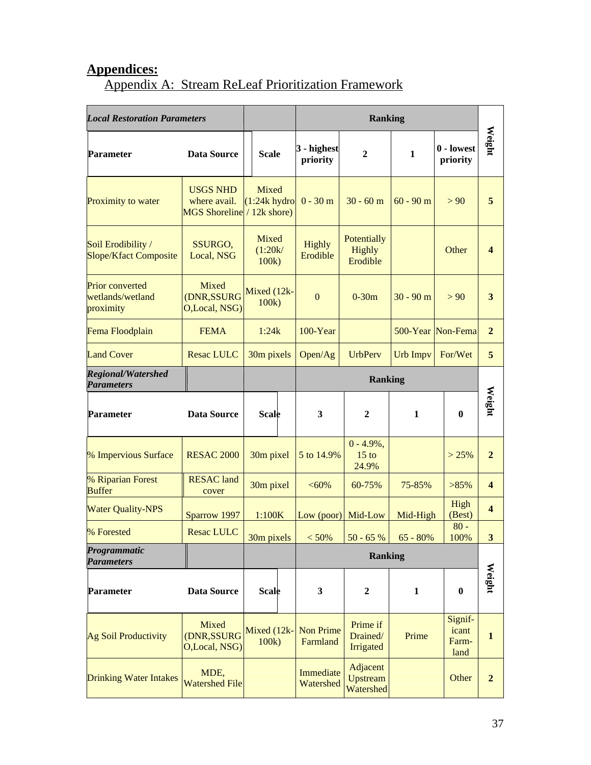## Appendices:

### Appendix A: Stream ReLeaf Prioritization Framework

| ***Local Restoration Parameters*** | | | **Ranking** | | | | **Weight** |
|---|---|---|---|---|---|---|---|
| **Parameter** | **Data Source** | **Scale** | **3 - highest priority** | **2** | **1** | **0 - lowest priority** | |
| Proximity to water | USGS NHD where avail. MGS Shoreline | Mixed (1:24k hydro / 12k shore) | 0 - 30 m | 30 - 60 m | 60 - 90 m | > 90 | **5** |
| Soil Erodibility / Slope/Kfact Composite | SSURGO, Local, NSG | Mixed (1:20k/ 100k) | Highly Erodible | Potentially Highly Erodible | | Other | **4** |
| Prior converted wetlands/wetland proximity | Mixed (DNR,SSURGO,Local, NSG) | Mixed (12k-100k) | 0 | 0-30m | 30 - 90 m | > 90 | **3** |
| Fema Floodplain | FEMA | 1:24k | 100-Year | | 500-Year | Non-Fema | **2** |
| Land Cover | Resac LULC | 30m pixels | Open/Ag | UrbPerv | Urb Impv | For/Wet | **5** |
| ***Regional/Watershed Parameters*** | | | **Ranking** | | | | **Weight** |
| **Parameter** | **Data Source** | **Scale** | **3** | **2** | **1** | **0** | |
| % Impervious Surface | RESAC 2000 | 30m pixel | 5 to 14.9% | 0 - 4.9%, 15 to 24.9% | | > 25% | **2** |
| % Riparian Forest Buffer | RESAC land cover | 30m pixel | <60% | 60-75% | 75-85% | >85% | **4** |
| Water Quality-NPS | Sparrow 1997 | 1:100K | Low (poor) | Mid-Low | Mid-High | High (Best) | **4** |
| % Forested | Resac LULC | 30m pixels | < 50% | 50 - 65 % | 65 - 80% | 80 - 100% | **3** |
| ***Programmatic Parameters*** | | | **Ranking** | | | | **Weight** |
| **Parameter** | **Data Source** | **Scale** | **3** | **2** | **1** | **0** | |
| Ag Soil Productivity | Mixed (DNR,SSURGO,Local, NSG) | Mixed (12k-100k) | Non Prime Farmland | Prime if Drained/ Irrigated | Prime | Significant Farmland | **1** |
| Drinking Water Intakes | MDE, Watershed File | | Immediate Watershed | Adjacent Upstream Watershed | | Other | **2** |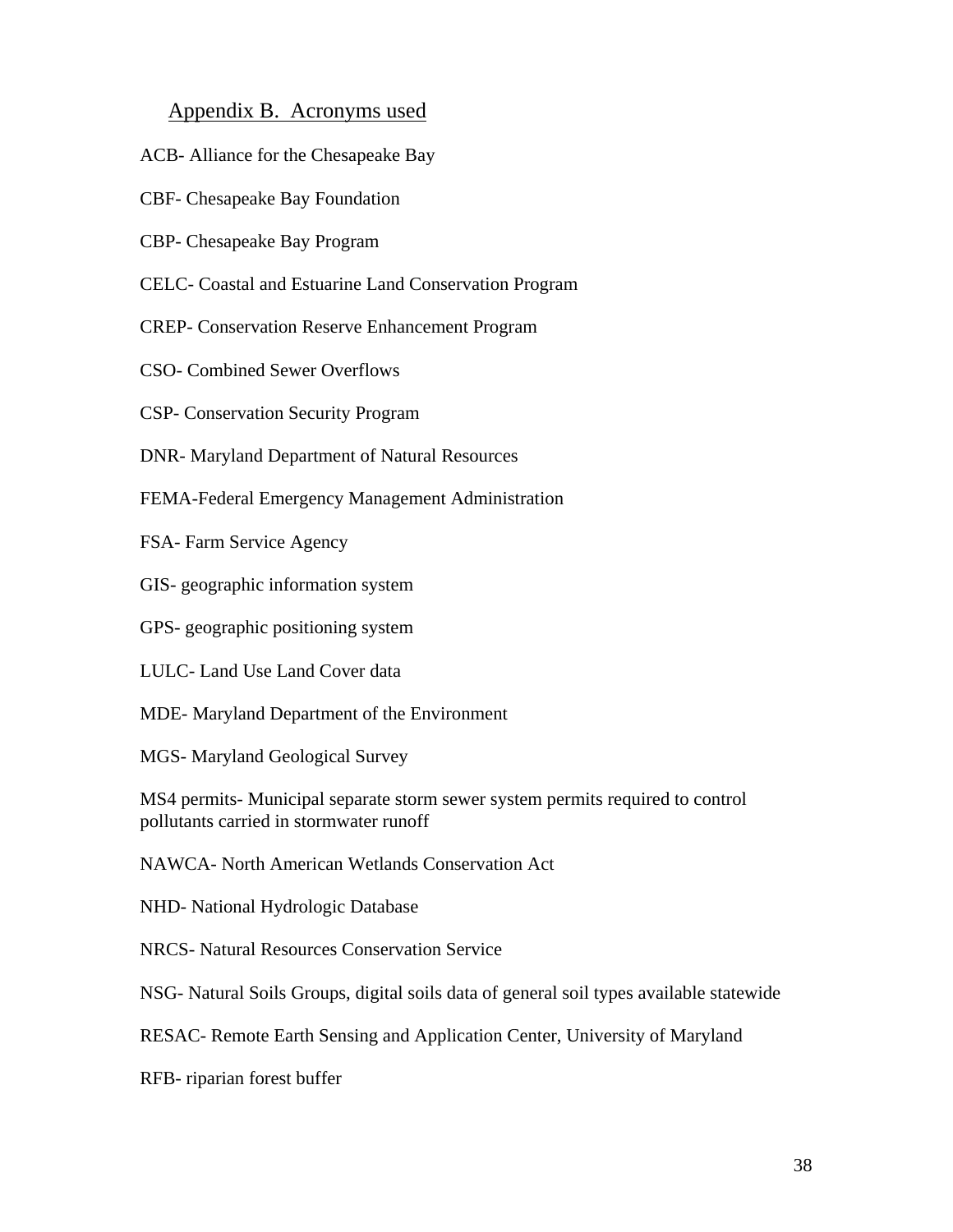## Appendix B. Acronyms used

ACB- Alliance for the Chesapeake Bay

CBF- Chesapeake Bay Foundation

CBP- Chesapeake Bay Program

CELC- Coastal and Estuarine Land Conservation Program

CREP- Conservation Reserve Enhancement Program

CSO- Combined Sewer Overflows

CSP- Conservation Security Program

DNR- Maryland Department of Natural Resources

FEMA-Federal Emergency Management Administration

FSA- Farm Service Agency

GIS- geographic information system

GPS- geographic positioning system

LULC- Land Use Land Cover data

MDE- Maryland Department of the Environment

MGS- Maryland Geological Survey

MS4 permits- Municipal separate storm sewer system permits required to control pollutants carried in stormwater runoff

NAWCA- North American Wetlands Conservation Act

NHD- National Hydrologic Database

NRCS- Natural Resources Conservation Service

NSG- Natural Soils Groups, digital soils data of general soil types available statewide

RESAC- Remote Earth Sensing and Application Center, University of Maryland

RFB- riparian forest buffer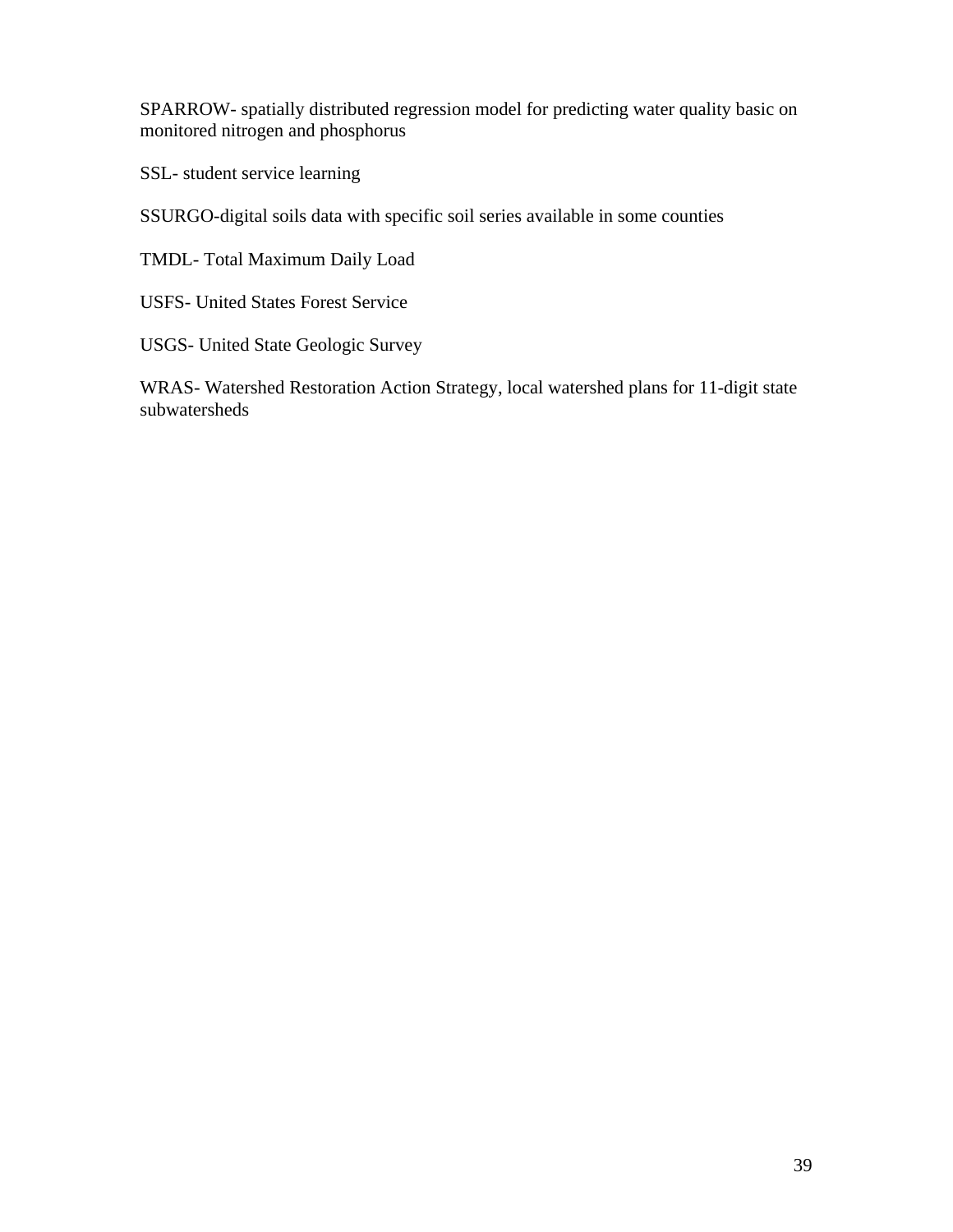SPARROW- spatially distributed regression model for predicting water quality basic on monitored nitrogen and phosphorus

SSL- student service learning

SSURGO-digital soils data with specific soil series available in some counties

TMDL- Total Maximum Daily Load

USFS- United States Forest Service

USGS- United State Geologic Survey

WRAS- Watershed Restoration Action Strategy, local watershed plans for 11-digit state subwatersheds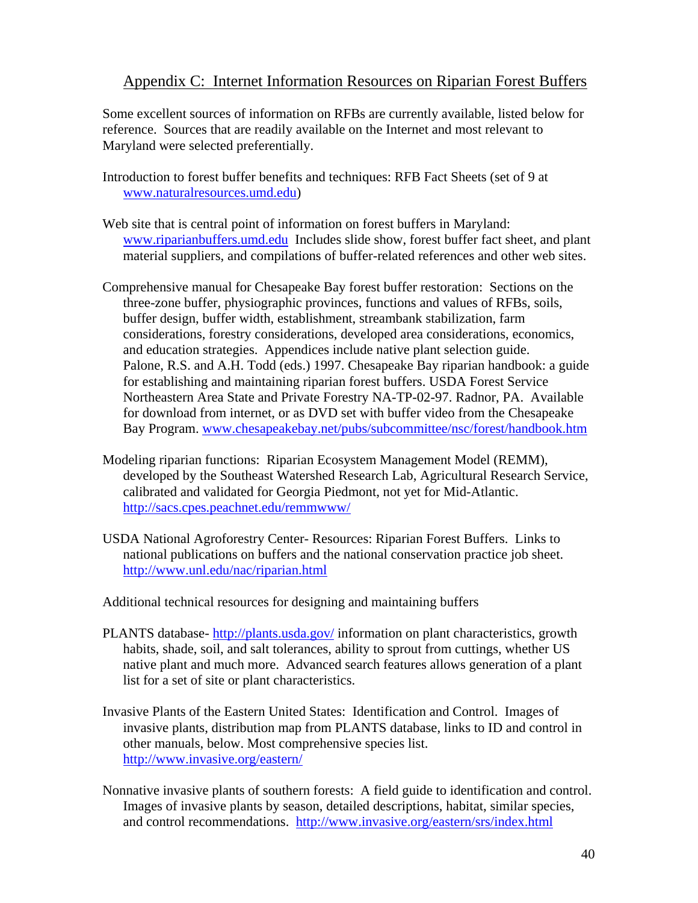## Appendix C: Internet Information Resources on Riparian Forest Buffers

Some excellent sources of information on RFBs are currently available, listed below for reference. Sources that are readily available on the Internet and most relevant to Maryland were selected preferentially.

Introduction to forest buffer benefits and techniques: RFB Fact Sheets (set of 9 at www.naturalresources.umd.edu)

Web site that is central point of information on forest buffers in Maryland: www.riparianbuffers.umd.edu Includes slide show, forest buffer fact sheet, and plant material suppliers, and compilations of buffer-related references and other web sites.

Comprehensive manual for Chesapeake Bay forest buffer restoration: Sections on the three-zone buffer, physiographic provinces, functions and values of RFBs, soils, buffer design, buffer width, establishment, streambank stabilization, farm considerations, forestry considerations, developed area considerations, economics, and education strategies. Appendices include native plant selection guide. Palone, R.S. and A.H. Todd (eds.) 1997. Chesapeake Bay riparian handbook: a guide for establishing and maintaining riparian forest buffers. USDA Forest Service Northeastern Area State and Private Forestry NA-TP-02-97. Radnor, PA. Available for download from internet, or as DVD set with buffer video from the Chesapeake Bay Program. www.chesapeakebay.net/pubs/subcommittee/nsc/forest/handbook.htm

Modeling riparian functions: Riparian Ecosystem Management Model (REMM), developed by the Southeast Watershed Research Lab, Agricultural Research Service, calibrated and validated for Georgia Piedmont, not yet for Mid-Atlantic. http://sacs.cpes.peachnet.edu/remmwww/

USDA National Agroforestry Center- Resources: Riparian Forest Buffers. Links to national publications on buffers and the national conservation practice job sheet. http://www.unl.edu/nac/riparian.html

Additional technical resources for designing and maintaining buffers

PLANTS database- http://plants.usda.gov/ information on plant characteristics, growth habits, shade, soil, and salt tolerances, ability to sprout from cuttings, whether US native plant and much more. Advanced search features allows generation of a plant list for a set of site or plant characteristics.

Invasive Plants of the Eastern United States: Identification and Control. Images of invasive plants, distribution map from PLANTS database, links to ID and control in other manuals, below. Most comprehensive species list. http://www.invasive.org/eastern/

Nonnative invasive plants of southern forests: A field guide to identification and control. Images of invasive plants by season, detailed descriptions, habitat, similar species, and control recommendations. http://www.invasive.org/eastern/srs/index.html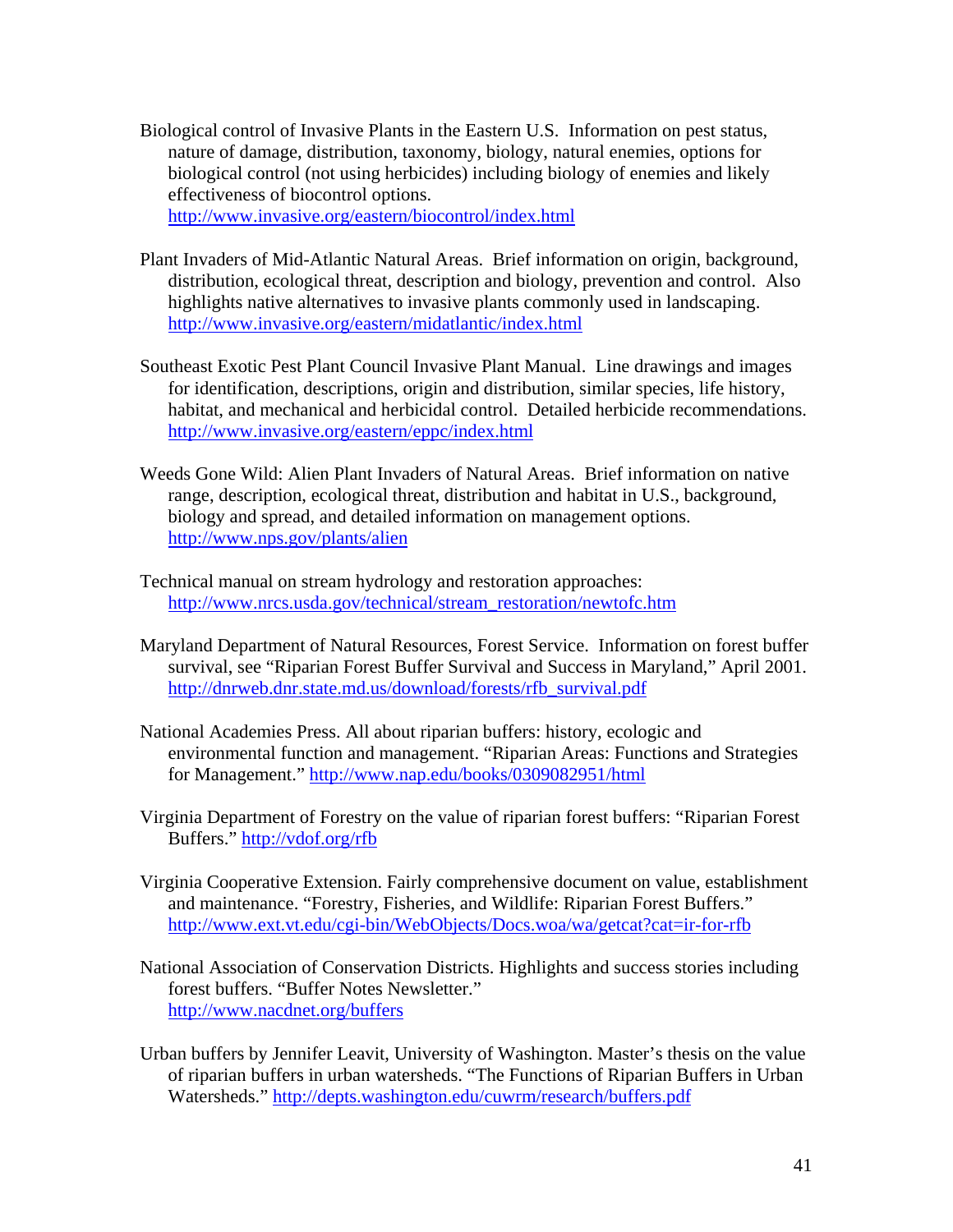Biological control of Invasive Plants in the Eastern U.S. Information on pest status, nature of damage, distribution, taxonomy, biology, natural enemies, options for biological control (not using herbicides) including biology of enemies and likely effectiveness of biocontrol options.
http://www.invasive.org/eastern/biocontrol/index.html

Plant Invaders of Mid-Atlantic Natural Areas. Brief information on origin, background, distribution, ecological threat, description and biology, prevention and control. Also highlights native alternatives to invasive plants commonly used in landscaping.
http://www.invasive.org/eastern/midatlantic/index.html

Southeast Exotic Pest Plant Council Invasive Plant Manual. Line drawings and images for identification, descriptions, origin and distribution, similar species, life history, habitat, and mechanical and herbicidal control. Detailed herbicide recommendations.
http://www.invasive.org/eastern/eppc/index.html

Weeds Gone Wild: Alien Plant Invaders of Natural Areas. Brief information on native range, description, ecological threat, distribution and habitat in U.S., background, biology and spread, and detailed information on management options.
http://www.nps.gov/plants/alien

Technical manual on stream hydrology and restoration approaches:
http://www.nrcs.usda.gov/technical/stream_restoration/newtofc.htm

Maryland Department of Natural Resources, Forest Service. Information on forest buffer survival, see "Riparian Forest Buffer Survival and Success in Maryland," April 2001.
http://dnrweb.dnr.state.md.us/download/forests/rfb_survival.pdf

National Academies Press. All about riparian buffers: history, ecologic and environmental function and management. "Riparian Areas: Functions and Strategies for Management." http://www.nap.edu/books/0309082951/html

Virginia Department of Forestry on the value of riparian forest buffers: "Riparian Forest Buffers." http://vdof.org/rfb

Virginia Cooperative Extension. Fairly comprehensive document on value, establishment and maintenance. "Forestry, Fisheries, and Wildlife: Riparian Forest Buffers."
http://www.ext.vt.edu/cgi-bin/WebObjects/Docs.woa/wa/getcat?cat=ir-for-rfb

National Association of Conservation Districts. Highlights and success stories including forest buffers. "Buffer Notes Newsletter."
http://www.nacdnet.org/buffers

Urban buffers by Jennifer Leavit, University of Washington. Master's thesis on the value of riparian buffers in urban watersheds. "The Functions of Riparian Buffers in Urban Watersheds." http://depts.washington.edu/cuwrm/research/buffers.pdf